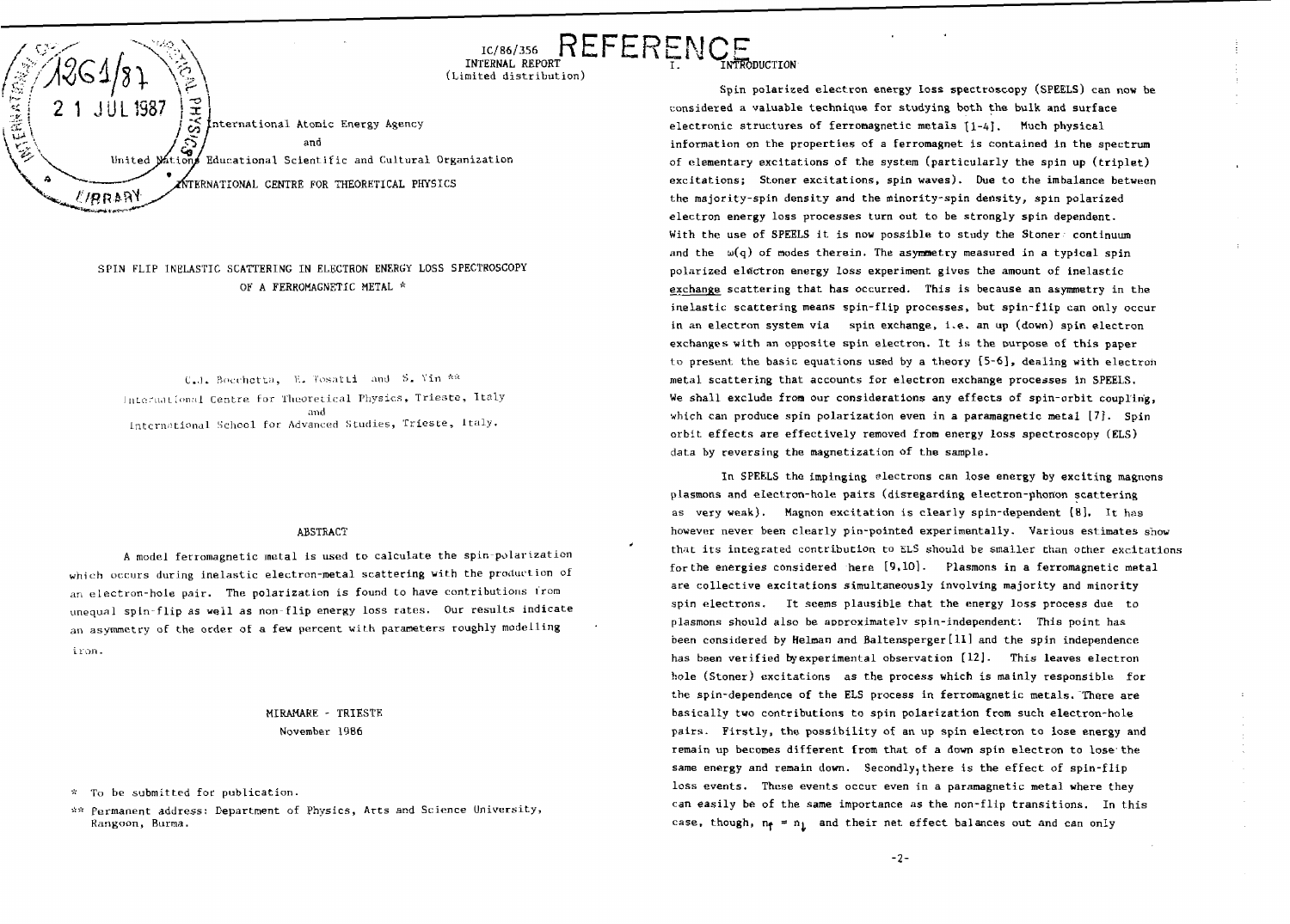IC/86/356
INTERNAL REPORT
(Limited distribution)

International Atomic Energy Agency
and
United Nations Educational Scientific and Cultural Organization
INTERNATIONAL CENTRE FOR THEORETICAL PHYSICS

# SPIN FLIP INELASTIC SCATTERING IN ELECTRON ENERGY LOSS SPECTROSCOPY OF A FERROMAGNETIC METAL *

C.J. Bocchetta, E. Tosatti and S. Yin **

International Centre for Theoretical Physics, Trieste, Italy
and
International School for Advanced Studies, Trieste, Italy.

## ABSTRACT

A model ferromagnetic metal is used to calculate the spin-polarization which occurs during inelastic electron-metal scattering with the production of an electron-hole pair. The polarization is found to have contributions from unequal spin-flip as well as non-flip energy loss rates. Our results indicate an asymmetry of the order of a few percent with parameters roughly modelling iron.

MIRAMARE - TRIESTE
November 1986

\* To be submitted for publication.

\*\* Permanent address: Department of Physics, Arts and Science University, Rangoon, Burma.

## I. INTRODUCTION

Spin polarized electron energy loss spectroscopy (SPEELS) can now be considered a valuable technique for studying both the bulk and surface electronic structures of ferromagnetic metals [1-4]. Much physical information on the properties of a ferromagnet is contained in the spectrum of elementary excitations of the system (particularly the spin up (triplet) excitations; Stoner excitations, spin waves). Due to the imbalance between the majority-spin density and the minority-spin density, spin polarized electron energy loss processes turn out to be strongly spin dependent. With the use of SPEELS it is now possible to study the Stoner continuum and the $\omega(q)$ of modes therein. The asymmetry measured in a typical spin polarized electron energy loss experiment gives the amount of inelastic exchange scattering that has occurred. This is because an asymmetry in the inelastic scattering means spin-flip processes, but spin-flip can only occur in an electron system via spin exchange, i.e. an up (down) spin electron exchanges with an opposite spin electron. It is the purpose of this paper to present the basic equations used by a theory [5-6], dealing with electron metal scattering that accounts for electron exchange processes in SPEELS. We shall exclude from our considerations any effects of spin-orbit coupling, which can produce spin polarization even in a paramagnetic metal [7]. Spin orbit effects are effectively removed from energy loss spectroscopy (ELS) data by reversing the magnetization of the sample.

In SPEELS the impinging electrons can lose energy by exciting magnons plasmons and electron-hole pairs (disregarding electron-phonon scattering as very weak). Magnon excitation is clearly spin-dependent [8]. It has however never been clearly pin-pointed experimentally. Various estimates show that its integrated contribution to ELS should be smaller than other excitations for the energies considered here [9,10]. Plasmons in a ferromagnetic metal are collective excitations simultaneously involving majority and minority spin electrons. It seems plausible that the energy loss process due to plasmons should also be approximately spin-independent. This point has been considered by Helman and Baltensperger [11] and the spin independence has been verified by experimental observation [12]. This leaves electron hole (Stoner) excitations as the process which is mainly responsible for the spin-dependence of the ELS process in ferromagnetic metals. There are basically two contributions to spin polarization from such electron-hole pairs. Firstly, the possibility of an up spin electron to lose energy and remain up becomes different from that of a down spin electron to lose the same energy and remain down. Secondly, there is the effect of spin-flip loss events. These events occur even in a paramagnetic metal where they can easily be of the same importance as the non-flip transitions. In this case, though, $n_\uparrow = n_\downarrow$ and their net effect balances out and can only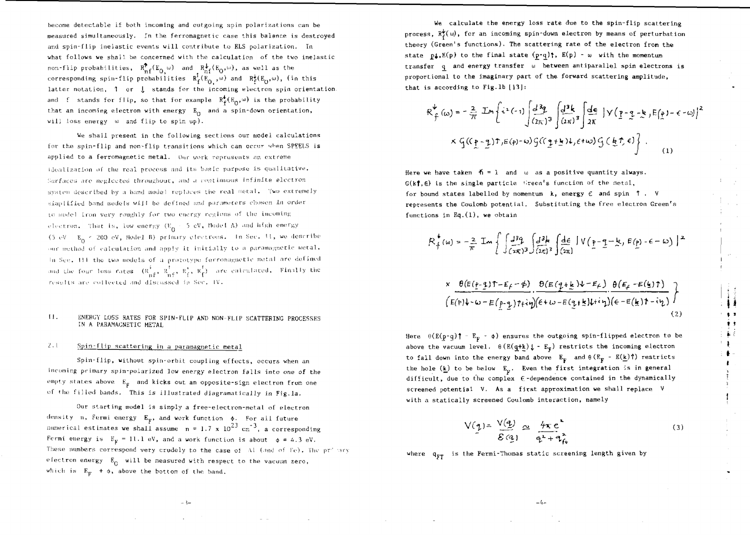become detectable if both incoming and outgoing spin polarizations can be measured simultaneously. In the ferromagnetic case this balance is destroyed and spin-flip inelastic events will contribute to ELS polarization. In what follows we shall be concerned with the calculation of the two inelastic non-flip probabilities, $R^{\uparrow}_{nf}(E_0,\omega)$ and $R^{\downarrow}_{nf}(E_0,\omega)$, as well as the corresponding spin-flip probabilities $R^{\uparrow}_{f}(E_0,\omega)$ and $R^{\downarrow}_{f}(E_0,\omega)$, (in this latter notation, $\uparrow$ or $\downarrow$ stands for the incoming electron spin orientation and f stands for flip, so that for example $R^{\downarrow}_{f}(E_0,\omega)$ is the probability that an incoming electron with energy $E_0$ and a spin-down orientation, will loss energy $\omega$ and flip to spin up).

We shall present in the following sections our model calculations for the spin-flip and non-flip transitions which can occur when SPEELS is applied to a ferromagnetic metal. Our work represents an extreme idealization of the real process and its basic purpose is qualitative. Surfaces are neglected throughout, and a continuous infinite electron system described by a band model replaces the real metal. Two extremely simplified band models will be defined and parameters chosen in order to model Iron very roughly for two energy regions of the incoming electron. That is, low energy ($E_0 < 5$ eV, Model A) and high energy (5 eV $< E_0 < 200$ eV, Model B) primary electrons. In Sec. II, we describe our method of calculation and apply it initially to a paramagnetic metal. In Sec. III the two models of a prototype ferromagnetic metal are defined and the four loss rates ($R^{\downarrow}_{nf}$, $R^{\uparrow}_{nf}$, $R^{\downarrow}_{f}$, $R^{\uparrow}_{f}$) are calculated. Finally the results are collected and discussed in Sec. IV.

## II. ENERGY LOSS RATES FOR SPIN-FLIP AND NON-FLIP SCATTERING PROCESSES IN A PARAMAGNETIC METAL

### 2.1 Spin-flip scattering in a paramagnetic metal

Spin-flip, without spin-orbit coupling effects, occurs when an incoming primary spin-polarized low energy electron falls into one of the empty states above $E_F$ and kicks out an opposite-sign electron from one of the filled bands. This is illustrated diagramatically in Fig.1a.

Our starting model is simply a free-electron-metal of electron density n, Fermi energy $E_F$, and work function $\phi$. For all future numerical estimates we shall assume $n = 1.7 \times 10^{23}$ cm$^{-3}$, a corresponding Fermi energy is $E_F = 11.1$ eV, and a work function is about $\phi = 4.3$ eV. These numbers correspond very crudely to the case of Al (and of Fe). The primary electron energy $E_0$ will be measured with respect to the vacuum zero, which is $E_F + \phi$, above the bottom of the band.

We calculate the energy loss rate due to the spin-flip scattering process, $R^{\downarrow}_{f}(\omega)$, for an incoming spin-down electron by means of perturbation theory (Green's functions). The scattering rate of the electron from the state $\underline{p}\downarrow, E(p)$ to the final state $(\underline{p}-\underline{q})\uparrow$, $E(p) - \omega$ with the momentum transfer $\underline{q}$ and energy transfer $\omega$ between antiparallel spin electrons is proportional to the imaginary part of the forward scattering amplitude, that is according to Fig.1b [13]:

$$R^{\downarrow}_{f}(\omega) = -\frac{2}{\pi}\,\mathrm{Im}\left\{ i^2(-1)\int\frac{d^3q}{(2\pi)^3}\int\frac{d^3k}{(2\pi)^3}\int\frac{d\epsilon}{2\pi}\,\left|V(\underline{p}-\underline{q}-\underline{k}, E(\underline{p})-\epsilon-\omega)\right|^2 \times G((\underline{p}-\underline{q})\uparrow, E(p)-\omega)\,G((\underline{q}+\underline{k})\downarrow, \epsilon+\omega)\,G(\underline{k}\uparrow,\epsilon)\right\}. \tag{1}$$

Here we have taken $\hbar = 1$ and $\omega$ as a positive quantity always. $G(k\uparrow,\epsilon)$ is the single particle Green's function of the metal, for bound states labelled by momentum k, energy $\epsilon$ and spin $\uparrow$. V represents the Coulomb potential. Substituting the free electron Green's functions in Eq.(1), we obtain

$$R^{\downarrow}_{f}(\omega) = -\frac{2}{\pi}\,\mathrm{Im}\left\{\int\frac{d^3q}{(2\pi)^3}\int\frac{d^3k}{(2\pi)^3}\int\frac{d\epsilon}{(2\pi)}\,\left|V(\underline{p}-\underline{q}-\underline{k}, E(\underline{p})-\epsilon-\omega)\right|^2 \times \frac{\theta(E(\underline{p}-\underline{q})\uparrow - E_F - \phi)\;\theta(E(\underline{q}+\underline{k})\downarrow - E_F)\;\theta(E_F - E(\underline{k})\uparrow)}{\left(E(p)\downarrow - \omega - E(\underline{p}-\underline{q})\uparrow + i\eta\right)\left(\epsilon+\omega - E(\underline{q}+\underline{k})\downarrow + i\eta\right)\left(\epsilon - E(\underline{k})\uparrow - i\eta\right)}\right\} \tag{2}$$

Here $\theta(E(\underline{p}-\underline{q})\uparrow - E_F - \phi)$ ensures the outgoing spin-flipped electron to be above the vacuum level. $\theta(E(\underline{q}+\underline{k})\downarrow - E_F)$ restricts the incoming electron to fall down into the energy band above $E_F$ and $\theta(E_F - E(\underline{k})\uparrow)$ restricts the hole $(\underline{k})$ to be below $E_F$. Even the first integration is in general difficult, due to the complex $\epsilon$-dependence contained in the dynamically screened potential V. As a first approximation we shall replace V with a statically screened Coulomb interaction, namely

$$V(\underline{q}) = \frac{V(\underline{q})}{\mathcal{E}(\underline{q})} \simeq \frac{4\pi e^2}{q^2 + q_{ft}^2} \tag{3}$$

where $q_{FT}$ is the Fermi-Thomas static screening length given by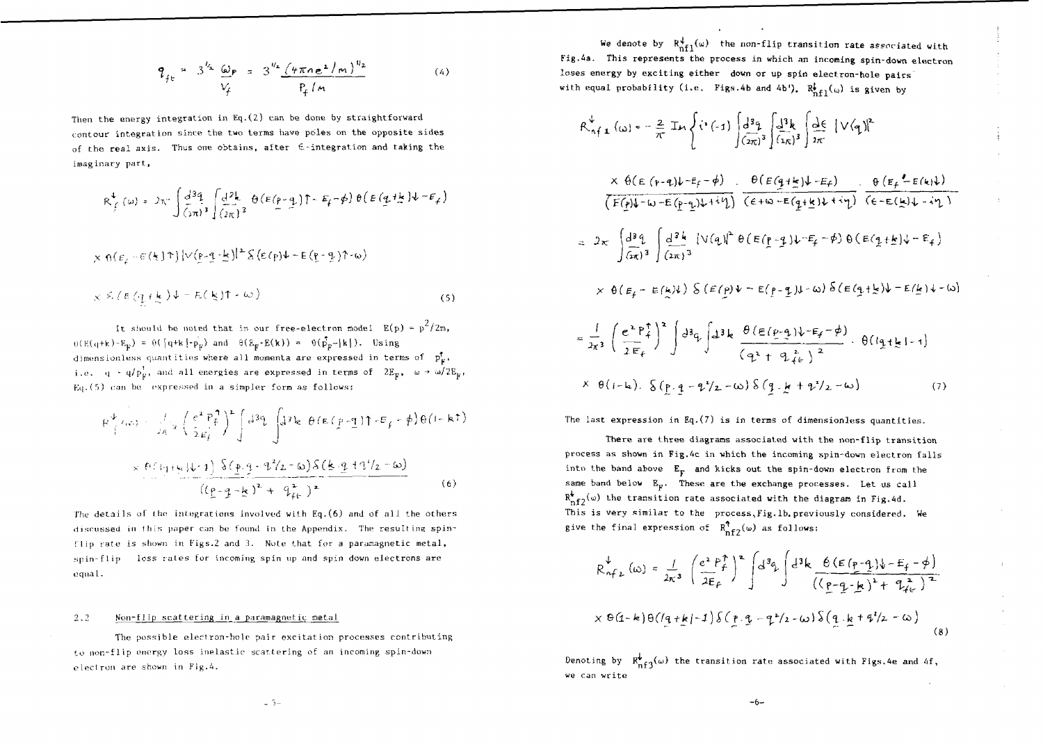$$q_{fc} = 3^{1/2}\,\frac{\omega_P}{V_f} = 3^{1/2}\,\frac{(4\pi n e^2/m)^{1/2}}{P_f/m} \tag{4}$$

Then the energy integration in Eq.(2) can be done by straightforward contour integration since the two terms have poles on the opposite sides of the real axis. Thus one obtains, after $\epsilon$-integration and taking the imaginary part,

$$R_f^{\downarrow}(\omega) = 2\pi \int \frac{d^3q}{(2\pi)^3} \int \frac{d^3k}{(2\pi)^3}\, \theta(E(\underline{p}-\underline{q})\uparrow - E_f - \phi)\,\theta(E(\underline{q}+\underline{k})\downarrow - E_f)$$

$$\times\, \theta(E_f - E(\underline{k})\uparrow)\,|V(\underline{p}-\underline{q}-\underline{k})|^2\, \delta(E(\underline{p})\downarrow - E(\underline{p}-\underline{q})\uparrow - \omega)$$

$$\times\, \delta(E(\underline{q}+\underline{k})\downarrow - E(\underline{k})\uparrow - \omega) \tag{5}$$

It should be noted that in our free-electron model $E(p) = p^2/2m$, $\theta(E(q+k)-E_F) = \theta(|q+k|-p_F)$ and $\theta(E_F - E(k)) = \theta(p_F^{\uparrow}-|k|)$. Using dimensionless quantities where all momenta are expressed in terms of $p_F^{\uparrow}$, i.e. $q \to q/p_F^{\uparrow}$, and all energies are expressed in terms of $2E_F$, $\omega \to \omega/2E_F$, Eq.(5) can be expressed in a simpler form as follows:

$$R_f^{\downarrow}(\omega) = \frac{1}{2\pi^3}\left(\frac{e^2 P_f^{\uparrow}}{2E_f}\right)^2 \int d^3q \int d^3k\, \theta(E(\underline{p}-\underline{q})\uparrow - E_f - \phi)\,\theta(1-k\uparrow)$$

$$\times\, \frac{\theta(|\underline{q}+\underline{k}|\downarrow - 1)\,\delta(\underline{p}\cdot\underline{q} - q^2/2 - \omega)\,\delta(\underline{k}\cdot\underline{q} + q^2/2 - \omega)}{((\underline{p}-\underline{q}-\underline{k})^2 + q_{fc}^2)^2} \tag{6}$$

The details of the integrations involved with Eq.(6) and of all the others discussed in this paper can be found in the Appendix. The resulting spin-flip rate is shown in Figs.2 and 3. Note that for a paramagnetic metal, spin-flip loss rates for incoming spin up and spin down electrons are equal.

### 2.2 Non-flip scattering in a paramagnetic metal

The possible electron-hole pair excitation processes contributing to non-flip energy loss inelastic scattering of an incoming spin-down electron are shown in Fig.4.

We denote by $R_{nf1}^{\downarrow}(\omega)$ the non-flip transition rate associated with Fig.4a. This represents the process in which an incoming spin-down electron loses energy by exciting either down or up spin electron-hole pairs with equal probability (i.e. Figs.4b and 4b'). $R_{nf1}^{\downarrow}(\omega)$ is given by

$$R_{nf1}^{\downarrow}(\omega) = -\frac{2}{\pi}\,\mathrm{Im}\left\{ i^2(-1)\int\frac{d^3q}{(2\pi)^3}\int\frac{d^3k}{(2\pi)^3}\int\frac{d\epsilon}{2\pi}\,|V(q)|^2 \right.$$

$$\left. \times\, \frac{\theta(E(\underline{p}-\underline{q})\downarrow - E_f - \phi)}{(E(\underline{p})\downarrow - \omega - E(\underline{p}-\underline{q})\downarrow + i\eta)}\cdot\frac{\theta(E(\underline{q}+\underline{k})\downarrow - E_f)}{(\epsilon + \omega - E(\underline{q}+\underline{k})\downarrow + i\eta)}\cdot\frac{\theta(E_f - E(\underline{k})\downarrow)}{(\epsilon - E(\underline{k})\downarrow - i\eta)} \right\}$$

$$= 2\pi \int\frac{d^3q}{(2\pi)^3}\int\frac{d^3k}{(2\pi)^3}\,|V(q)|^2\,\theta(E(\underline{p}-\underline{q})\downarrow - E_f - \phi)\,\theta(E(\underline{q}+\underline{k})\downarrow - E_f)$$

$$\times\, \theta(E_f - E(\underline{k})\downarrow)\,\delta(E(\underline{p})\downarrow - E(\underline{p}-\underline{q})\downarrow - \omega)\,\delta(E(\underline{q}+\underline{k})\downarrow - E(\underline{k})\downarrow - \omega)$$

$$= \frac{1}{2\pi^3}\left(\frac{e^2 P_f^{\uparrow}}{2E_f}\right)^2 \int d^3q \int d^3k\, \frac{\theta(E(\underline{p}-\underline{q})\downarrow - E_f - \phi)}{(q^2 + q_{fc}^2)^2}\cdot\theta(|\underline{q}+\underline{k}|-1)$$

$$\times\, \theta(1-k)\,.\,\delta(\underline{p}\cdot\underline{q} - q^2/2 - \omega)\,\delta(\underline{q}\cdot\underline{k} + q^2/2 - \omega) \tag{7}$$

The last expression in Eq.(7) is in terms of dimensionless quantities.

There are three diagrams associated with the non-flip transition process as shown in Fig.4c in which the incoming spin-down electron falls into the band above $E_F$ and kicks out the spin-down electron from the same band below $E_F$. These are the exchange processes. Let us call $R_{nf2}^{\downarrow}(\omega)$ the transition rate associated with the diagram in Fig.4d. This is very similar to the process, Fig.1b, previously considered. We give the final expression of $R_{nf2}^{\uparrow}(\omega)$ as follows:

$$R_{nf2}^{\downarrow}(\omega) = \frac{1}{2\pi^3}\left(\frac{e^2 P_f^{\uparrow}}{2E_f}\right)^2 \int d^3q \int d^3k\, \frac{\theta(E(\underline{p}-\underline{q})\downarrow - E_f - \phi)}{((\underline{p}-\underline{q}-\underline{k})^2 + q_{fc}^2)^2}$$

$$\times\, \theta(1-k)\,\theta(|\underline{q}+\underline{k}|-1)\,\delta(\underline{p}\cdot\underline{q} - q^2/2 - \omega)\,\delta(\underline{q}\cdot\underline{k} + q^2/2 - \omega) \tag{8}$$

Denoting by $R_{nf3}^{\downarrow}(\omega)$ the transition rate associated with Figs.4e and 4f, we can write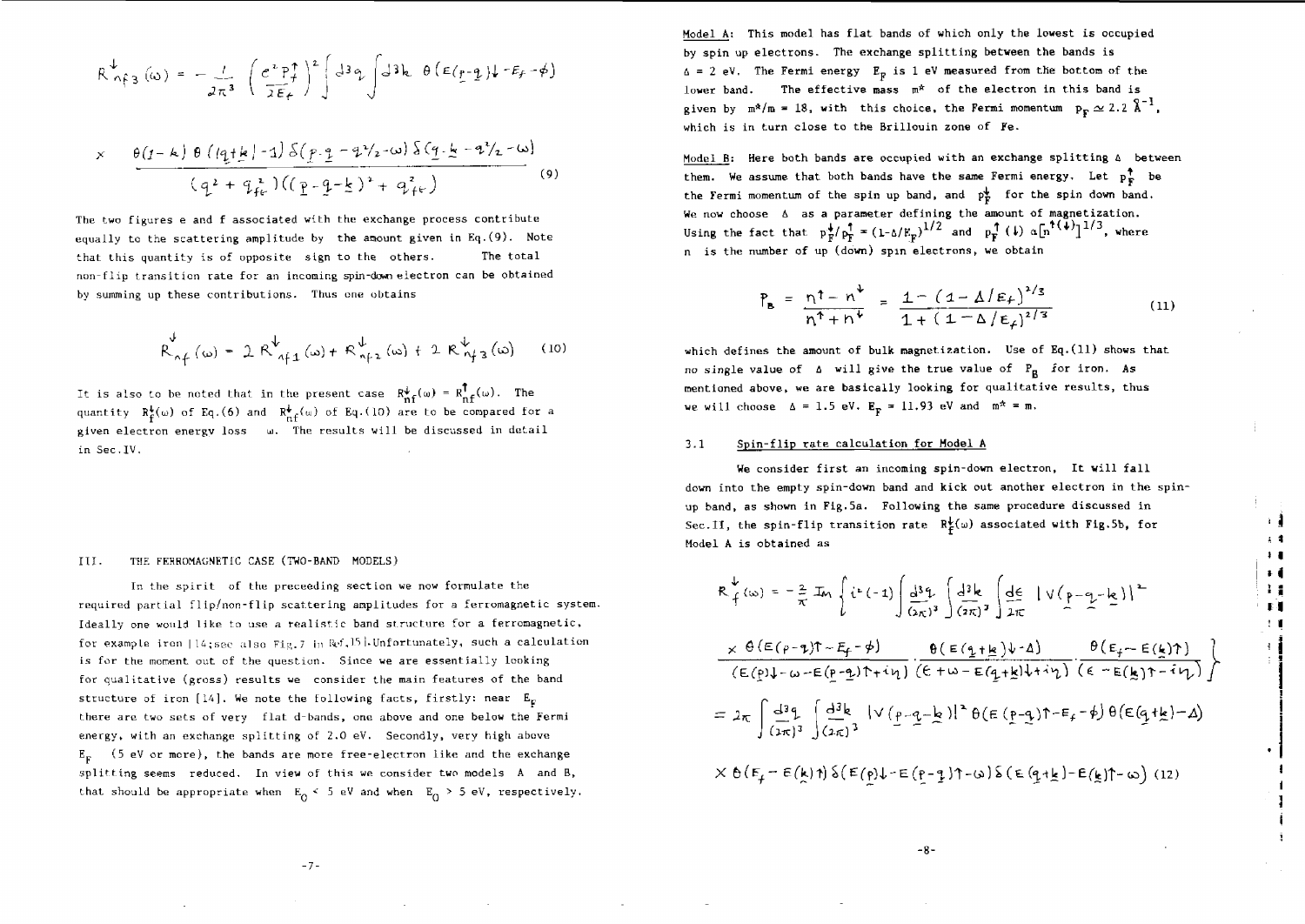$$R^{\downarrow}_{nf3}(\omega) = -\frac{1}{2\pi^3}\left(\frac{e^2 P_f^{\uparrow}}{2E_f}\right)^2 \int d^3q \int d^3k \; \theta\left(E(\underset{\sim}{p}-\underset{\sim}{q})\downarrow - E_f - \phi\right)$$

$$\times \; \frac{\theta(1-k)\,\theta\left(|\underset{\sim}{q}+\underset{\sim}{k}|-1\right)\delta\left(\underset{\sim}{p}\cdot\underset{\sim}{q}-q^2/2-\omega\right)\delta\left(\underset{\sim}{q}\cdot\underset{\sim}{k}-q^2/2-\omega\right)}{\left(q^2+q_{fe}^2\right)\left((\underset{\sim}{p}-\underset{\sim}{q}-\underset{\sim}{k})^2+q_{fe}^2\right)} \tag{9}$$

The two figures e and f associated with the exchange process contribute equally to the scattering amplitude by the amount given in Eq.(9). Note that this quantity is of opposite sign to the others. The total non-flip transition rate for an incoming spin-down electron can be obtained by summing up these contributions. Thus one obtains

$$R^{\downarrow}_{nf}(\omega) = 2R^{\downarrow}_{nf1}(\omega) + R^{\downarrow}_{nf2}(\omega) + 2R^{\downarrow}_{nf3}(\omega) \tag{10}$$

It is also to be noted that in the present case $R^{\downarrow}_{nf}(\omega) = R^{\uparrow}_{nf}(\omega)$. The quantity $R^{\downarrow}_{f}(\omega)$ of Eq.(6) and $R^{\downarrow}_{nf}(\omega)$ of Eq.(10) are to be compared for a given electron energy loss $\omega$. The results will be discussed in detail in Sec.IV.

## III. THE FERROMAGNETIC CASE (TWO-BAND MODELS)

In the spirit of the preceeding section we now formulate the required partial flip/non-flip scattering amplitudes for a ferromagnetic system. Ideally one would like to use a realistic band structure for a ferromagnetic, for example iron [14;see also Fig.7 in Ref.15].Unfortunately, such a calculation is for the moment out of the question. Since we are essentially looking for qualitative (gross) results we consider the main features of the band structure of iron [14]. We note the following facts, firstly: near $E_F$ there are two sets of very flat d-bands, one above and one below the Fermi energy, with an exchange splitting of 2.0 eV. Secondly, very high above $E_F$ (5 eV or more), the bands are more free-electron like and the exchange splitting seems reduced. In view of this we consider two models A and B, that should be appropriate when $E_0 < 5$ eV and when $E_0 > 5$ eV, respectively.

Model A: This model has flat bands of which only the lowest is occupied by spin up electrons. The exchange splitting between the bands is $\Delta = 2$ eV. The Fermi energy $E_F$ is 1 eV measured from the bottom of the lower band. The effective mass $m^*$ of the electron in this band is given by $m^*/m = 18$, with this choice, the Fermi momentum $p_F \simeq 2.2$ Å$^{-1}$, which is in turn close to the Brillouin zone of Fe.

Model B: Here both bands are occupied with an exchange splitting $\Delta$ between them. We assume that both bands have the same Fermi energy. Let $p_F^{\uparrow}$ be the Fermi momentum of the spin up band, and $p_F^{\downarrow}$ for the spin down band. We now choose $\Delta$ as a parameter defining the amount of magnetization. Using the fact that $p_F^{\downarrow}/p_F^{\uparrow} = (1-\Delta/E_F)^{1/2}$ and $p_F^{\uparrow}(\downarrow) \propto [n^{\uparrow(\downarrow)}]^{1/3}$, where $n$ is the number of up (down) spin electrons, we obtain

$$P_B = \frac{n^{\uparrow}-n^{\downarrow}}{n^{\uparrow}+n^{\downarrow}} = \frac{1-(1-\Delta/E_f)^{3/2}}{1+(1-\Delta/E_f)^{3/2}} \tag{11}$$

which defines the amount of bulk magnetization. Use of Eq.(11) shows that no single value of $\Delta$ will give the true value of $P_B$ for iron. As mentioned above, we are basically looking for qualitative results, thus we will choose $\Delta = 1.5$ eV, $E_F = 11.93$ eV and $m^* = m$.

### 3.1 Spin-flip rate calculation for Model A

We consider first an incoming spin-down electron, It will fall down into the empty spin-down band and kick out another electron in the spin-up band, as shown in Fig.5a. Following the same procedure discussed in Sec.II, the spin-flip transition rate $R^{\downarrow}_{f}(\omega)$ associated with Fig.5b, for Model A is obtained as

$$R^{\downarrow}_{f}(\omega) = -\frac{2}{\pi}\,\mathrm{Im}\left\{ i^2(-1)\int\frac{d^3q}{(2\pi)^3}\int\frac{d^3k}{(2\pi)^3}\int\frac{d\epsilon}{2\pi}\,|V(\underset{\sim}{p}-\underset{\sim}{q}-\underset{\sim}{k})|^2 \right.$$

$$\left. \times\,\frac{\theta(E(\underset{\sim}{p}-\underset{\sim}{q})\uparrow - E_f-\phi)}{(E(\underset{\sim}{p})\downarrow-\omega-E(\underset{\sim}{p}-\underset{\sim}{q})\uparrow+i\eta)}\cdot\frac{\theta(E(\underset{\sim}{q}+\underset{\sim}{k})\downarrow-\Delta)}{(\epsilon+\omega-E(\underset{\sim}{q}+\underset{\sim}{k})\downarrow+i\eta)}\cdot\frac{\theta(E_f-E(\underset{\sim}{k})\uparrow)}{(\epsilon-E(\underset{\sim}{k})\uparrow-i\eta)}\right\}$$

$$= 2\pi\int\frac{d^3q}{(2\pi)^3}\int\frac{d^3k}{(2\pi)^3}\,|V(\underset{\sim}{p}-\underset{\sim}{q}-\underset{\sim}{k})|^2\,\theta(E(\underset{\sim}{p}-\underset{\sim}{q})\uparrow-E_f-\phi)\,\theta(E(\underset{\sim}{q}+\underset{\sim}{k})-\Delta)$$

$$\times\,\theta(E_f-E(\underset{\sim}{k})\uparrow)\,\delta(E(\underset{\sim}{p})\downarrow-E(\underset{\sim}{p}-\underset{\sim}{q})\uparrow-\omega)\,\delta(E(\underset{\sim}{q}+\underset{\sim}{k})-E(\underset{\sim}{k})\uparrow-\omega) \tag{12}$$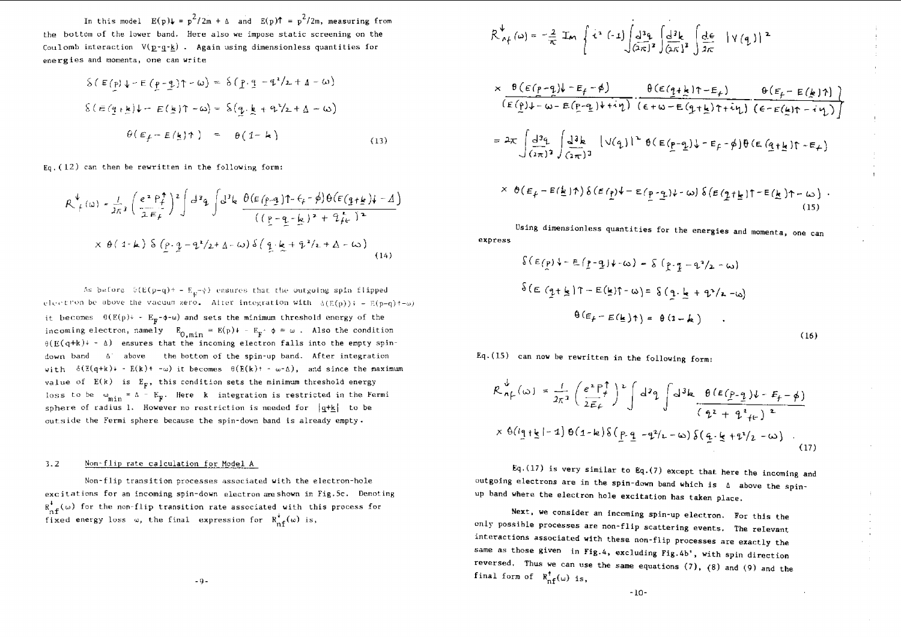In this model $E(p)\downarrow = p^2/2m + \Delta$ and $E(p)\uparrow = p^2/2m$, measuring from the bottom of the lower band. Here also we impose static screening on the Coulomb interaction $V(\underline{p}-\underline{q}-\underline{k})$. Again using dimensionless quantities for energies and momenta, one can write

$$\delta(E(\underline{p})\downarrow - E(\underline{p}-\underline{q})\uparrow - \omega) = \delta(\underline{p}\cdot\underline{q} - q^2/2 + \Delta - \omega)$$

$$\delta(E(\underline{q}+\underline{k})\downarrow - E(\underline{k})\uparrow - \omega) = \delta(\underline{q}\cdot\underline{k} + q^2/2 + \Delta - \omega)$$

$$\theta(E_f - E(\underline{k})\uparrow) = \theta(1-k) \tag{13}$$

Eq.(12) can then be rewritten in the following form:

$$R^{\downarrow}_{f}(\omega) = \frac{1}{2\pi^3}\left(\frac{e^2 P_f^{\uparrow}}{2E_f}\right)^2 \int d^3q \int d^3k \, \frac{\theta(E(\underline{p}-\underline{q})\uparrow - E_f - \phi)\,\theta(E(\underline{q}+\underline{k})\downarrow - \Delta)}{((\underline{p}-\underline{q}-\underline{k})^2 + q_{fe}^2)^2}$$

$$\times\, \theta(1-k)\,\delta(\underline{p}\cdot\underline{q} - q^2/2 + \Delta - \omega)\,\delta(\underline{q}\cdot\underline{k} + q^2/2 + \Delta - \omega) \tag{14}$$

As before $\theta(E(p-q)\uparrow - E_F - \phi)$ ensures that the outgoing spin flipped electron be above the vacuum zero. After integration with $\delta(E(p)\downarrow - E(p-q)\uparrow - \omega)$ it becomes $\theta(E(p)\downarrow - E_F - \phi - \omega)$ and sets the minimum threshold energy of the incoming electron, namely $E_{0,min} = E(p)\downarrow - E_F - \phi = \omega$. Also the condition $\theta(E(q+k)\downarrow - \Delta)$ ensures that the incoming electron falls into the empty spin-down band $\Delta$ above the bottom of the spin-up band. After integration with $\delta(E(q+k)\downarrow - E(k)\uparrow - \omega)$ it becomes $\theta(E(k)\uparrow - \omega - \Delta)$, and since the maximum value of $E(k)$ is $E_F$, this condition sets the minimum threshold energy loss to be $\omega_{min} = \Delta - E_F$. Here $k$ integration is restricted in the Fermi sphere of radius 1. However no restriction is needed for $|\underline{q}+\underline{k}|$ to be outside the Fermi sphere because the spin-down band is already empty.

### 3.2 Non-flip rate calculation for Model A

Non-flip transition processes associated with the electron-hole excitations for an incoming spin-down electron are shown in Fig.5c. Denoting $R^{\downarrow}_{nf}(\omega)$ for the non-flip transition rate associated with this process for fixed energy loss $\omega$, the final expression for $R^{\downarrow}_{nf}(\omega)$ is,

$$R^{\downarrow}_{nf}(\omega) = -\frac{2}{\pi}\,\mathrm{Im}\left\{ i^2(-1)\int\frac{d^3q}{(2\pi)^3}\int\frac{d^3k}{(2\pi)^3}\int\frac{d\epsilon}{2\pi}\,|V(q)|^2 \right.$$

$$\left. \times\, \frac{\theta(E(\underline{p}-\underline{q})\downarrow - E_f - \phi)}{(E(\underline{p})\downarrow - \omega - E(\underline{p}-\underline{q})\downarrow + i\eta)}\,\frac{\theta(E(\underline{q}+\underline{k})\uparrow - E_f)}{(\epsilon + \omega - E(\underline{q}+\underline{k})\uparrow + i\eta)}\,\frac{\theta(E_f - E(\underline{k})\uparrow)}{(\epsilon - E(\underline{k})\uparrow - i\eta)} \right\}$$

$$= 2\pi\int\frac{d^3q}{(2\pi)^3}\int\frac{d^3k}{(2\pi)^3}\,|V(q)|^2\,\theta(E(\underline{p}-\underline{q})\downarrow - E_f - \phi)\,\theta(E(\underline{q}+\underline{k})\uparrow - E_f)$$

$$\times\,\theta(E_f - E(\underline{k})\uparrow)\,\delta(E(\underline{p})\downarrow - E(\underline{p}-\underline{q})\downarrow - \omega)\,\delta(E(\underline{q}+\underline{k})\uparrow - E(\underline{k})\uparrow - \omega)\,. \tag{15}$$

Using dimensionless quantities for the energies and momenta, one can express

$$\delta(E(\underline{p})\downarrow - E(\underline{p}-\underline{q})\downarrow - \omega) = \delta(\underline{p}\cdot\underline{q} - q^2/2 - \omega)$$

$$\delta(E(\underline{q}+\underline{k})\uparrow - E(\underline{k})\uparrow - \omega) = \delta(\underline{q}\cdot\underline{k} + q^2/2 - \omega)$$

$$\theta(E_f - E(\underline{k})\uparrow) = \theta(1-k)\,. \tag{16}$$

Eq.(15) can now be rewritten in the following form:

$$R^{\downarrow}_{nf}(\omega) = \frac{1}{2\pi^3}\left(\frac{e^2 P_f^{\uparrow}}{2E_f}\right)^2 \int d^3q \int d^3k \, \frac{\theta(E(\underline{p}-\underline{q})\downarrow - E_f - \phi)}{(q^2 + q_{fe}^2)^2}$$

$$\times\,\theta(|\underline{q}+\underline{k}| - 1)\,\theta(1-k)\,\delta(\underline{p}\cdot\underline{q} - q^2/2 - \omega)\,\delta(\underline{q}\cdot\underline{k} + q^2/2 - \omega)\,. \tag{17}$$

Eq.(17) is very similar to Eq.(7) except that here the incoming and outgoing electrons are in the spin-down band which is $\Delta$ above the spin-up band where the electron hole excitation has taken place.

Next, we consider an incoming spin-up electron. For this the only possible processes are non-flip scattering events. The relevant interactions associated with these non-flip processes are exactly the same as those given in Fig.4, excluding Fig.4b', with spin direction reversed. Thus we can use the same equations (7), (8) and (9) and the final form of $R^{\uparrow}_{nf}(\omega)$ is,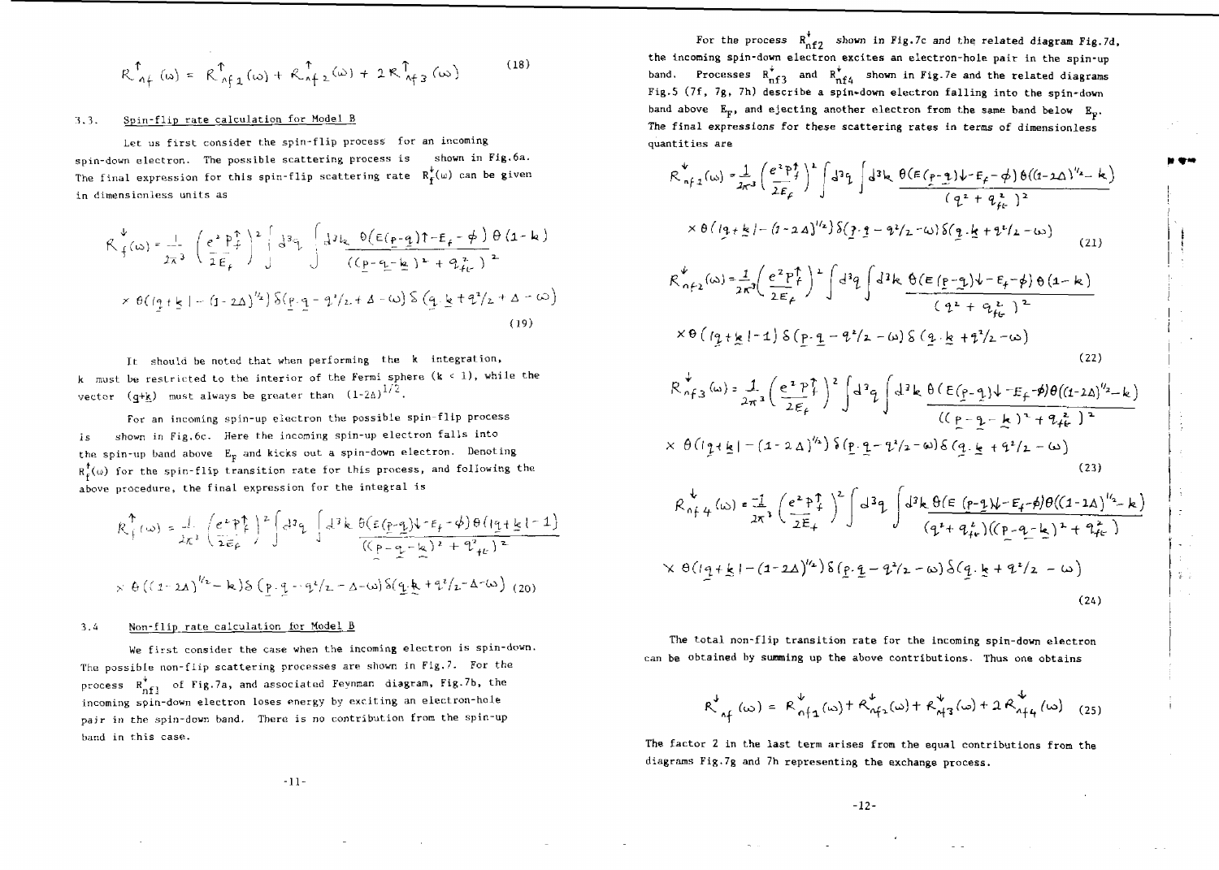$$R^{\uparrow}_{nf}(\omega) = R^{\uparrow}_{nf1}(\omega) + R^{\uparrow}_{nf2}(\omega) + 2R^{\uparrow}_{nf3}(\omega) \tag{18}$$

### 3.3. Spin-flip rate calculation for Model B

Let us first consider the spin-flip process for an incoming spin-down electron. The possible scattering process is shown in Fig.6a. The final expression for this spin-flip scattering rate $R^{\downarrow}_{f}(\omega)$ can be given in dimensionless units as

$$R^{\downarrow}_{f}(\omega) = \frac{1}{2\pi^3}\left(\frac{e^2 P^{\uparrow}_{f}}{2E_f}\right)^2 \int d^3q \int d^3k \frac{\theta(E(p-q)\uparrow - E_f - \phi)\,\theta(1-k)}{((p-q-k)^2 + q^2_{fc})^2}$$

$$\times\, \theta(|q+k| - (1-2\Delta)^{1/2})\,\delta(p\cdot q - q^2/2 + \Delta - \omega)\,\delta(q\cdot k + q^2/2 + \Delta - \omega) \tag{19}$$

It should be noted that when performing the $k$ integration, $k$ must be restricted to the interior of the Fermi sphere ($k < 1$), while the vector $(q+k)$ must always be greater than $(1-2\Delta)^{1/2}$.

For an incoming spin-up electron the possible spin-flip process is shown in Fig.6c. Here the incoming spin-up electron falls into the spin-up band above $E_F$ and kicks out a spin-down electron. Denoting $R^{\uparrow}_{f}(\omega)$ for the spin-flip transition rate for this process, and following the above procedure, the final expression for the integral is

$$R^{\uparrow}_{f}(\omega) = \frac{1}{2\pi^3}\left(\frac{e^2 P^{\uparrow}_{f}}{2E_f}\right)^2 \int d^3q \int d^3k \frac{\theta(E(p-q)\downarrow - E_f - \phi)\,\theta(|q+k| - 1)}{((p-q-k)^2 + q^2_{fc})^2}$$

$$\times\, \theta((1-2\Delta)^{1/2} - k)\,\delta(p\cdot q - q^2/2 - \Delta - \omega)\,\delta(q\cdot k + q^2/2 - \Delta - \omega) \tag{20}$$

### 3.4 Non-flip rate calculation for Model B

We first consider the case when the incoming electron is spin-down. The possible non-flip scattering processes are shown in Fig.7. For the process $R^{\downarrow}_{nf1}$ of Fig.7a, and associated Feynman diagram, Fig.7b, the incoming spin-down electron loses energy by exciting an electron-hole pair in the spin-down band. There is no contribution from the spin-up band in this case.

For the process $R^{\downarrow}_{nf2}$ shown in Fig.7c and the related diagram Fig.7d, the incoming spin-down electron excites an electron-hole pair in the spin-up band. Processes $R^{\downarrow}_{nf3}$ and $R^{\downarrow}_{nf4}$ shown in Fig.7e and the related diagrams Fig.5 (7f, 7g, 7h) describe a spin-down electron falling into the spin-down band above $E_F$, and ejecting another electron from the same band below $E_F$. The final expressions for these scattering rates in terms of dimensionless quantities are

$$R^{\downarrow}_{nf1}(\omega) = \frac{1}{2\pi^3}\left(\frac{e^2 P^{\uparrow}_{f}}{2E_f}\right)^2 \int d^3q \int d^3k \frac{\theta(E(p-q)\downarrow - E_f - \phi)\,\theta((1-2\Delta)^{1/2} - k)}{(q^2 + q^2_{fc})^2}$$

$$\times\, \theta(|q+k| - (1-2\Delta)^{1/2})\,\delta(p\cdot q - q^2/2 - \omega)\,\delta(q\cdot k + q^2/2 - \omega) \tag{21}$$

$$R^{\downarrow}_{nf2}(\omega) = \frac{1}{2\pi^3}\left(\frac{e^2 P^{\uparrow}_{f}}{2E_f}\right)^2 \int d^3q \int d^3k \frac{\theta(E(p-q)\downarrow - E_f - \phi)\,\theta(1-k)}{(q^2 + q^2_{fc})^2}$$

$$\times\, \theta(|q+k| - 1)\,\delta(p\cdot q - q^2/2 - \omega)\,\delta(q\cdot k + q^2/2 - \omega) \tag{22}$$

$$R^{\downarrow}_{nf3}(\omega) = \frac{1}{2\pi^3}\left(\frac{e^2 P^{\uparrow}_{f}}{2E_f}\right)^2 \int d^3q \int d^3k \frac{\theta(E(p-q)\downarrow - E_f - \phi)\,\theta((1-2\Delta)^{1/2} - k)}{((p-q-k)^2 + q^2_{fc})^2}$$

$$\times\, \theta(|q+k| - (1-2\Delta)^{1/2})\,\delta(p\cdot q - q^2/2 - \omega)\,\delta(q\cdot k + q^2/2 - \omega) \tag{23}$$

$$R^{\downarrow}_{nf4}(\omega) = \frac{-1}{2\pi^3}\left(\frac{e^2 P^{\uparrow}_{f}}{2E_f}\right)^2 \int d^3q \int d^3k \frac{\theta(E(p-q)\downarrow - E_f - \phi)\,\theta((1-2\Delta)^{1/2} - k)}{(q^2 + q^2_{fc})((p-q-k)^2 + q^2_{fc})}$$

$$\times\, \theta(|q+k| - (1-2\Delta)^{1/2})\,\delta(p\cdot q - q^2/2 - \omega)\,\delta(q\cdot k + q^2/2 - \omega) \tag{24}$$

The total non-flip transition rate for the incoming spin-down electron can be obtained by summing up the above contributions. Thus one obtains

$$R^{\downarrow}_{nf}(\omega) = R^{\downarrow}_{nf1}(\omega) + R^{\downarrow}_{nf2}(\omega) + R^{\downarrow}_{nf3}(\omega) + 2R^{\downarrow}_{nf4}(\omega) \tag{25}$$

The factor 2 in the last term arises from the equal contributions from the diagrams Fig.7g and 7h representing the exchange process.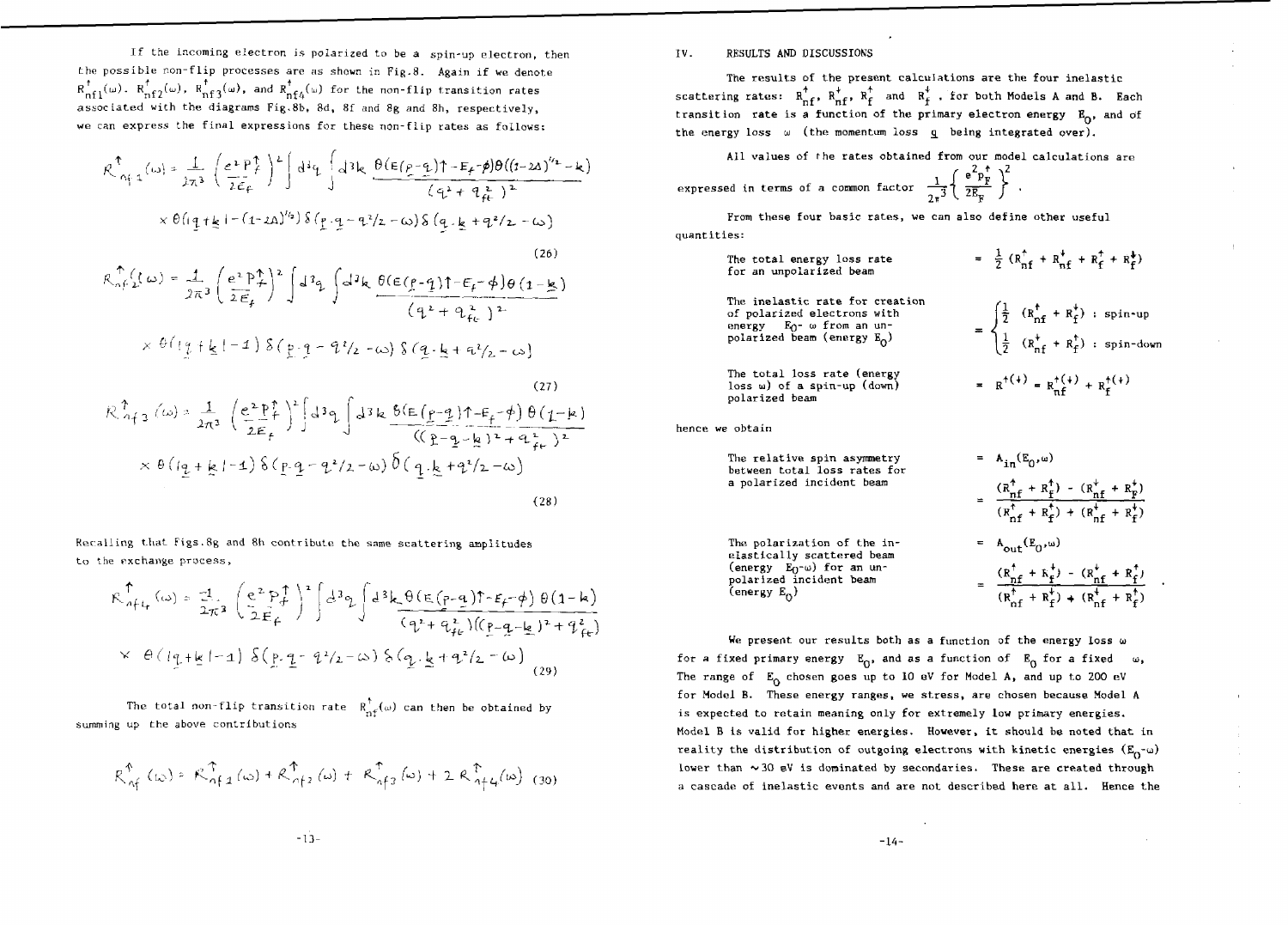If the incoming electron is polarized to be a spin-up electron, then the possible non-flip processes are as shown in Fig.8. Again if we denote $R^{\uparrow}_{nf1}(\omega)$, $R^{\uparrow}_{nf2}(\omega)$, $R^{\uparrow}_{nf3}(\omega)$, and $R^{\uparrow}_{nf4}(\omega)$ for the non-flip transition rates associated with the diagrams Fig.8b, 8d, 8f and 8g and 8h, respectively, we can express the final expressions for these non-flip rates as follows:

$$R^{\uparrow}_{nf1}(\omega) = \frac{1}{2\pi^3}\left(\frac{e^2 P^{\uparrow}_F}{2E_F}\right)^2 \int d^3q \int d^3k \, \frac{\theta(E(\underline{p}-\underline{q})\uparrow - E_F - \phi)\,\theta((1-2\Delta)^{1/2} - k)}{(q^2+q^2_{ft})^2}$$
$$\times\, \theta(|\underline{q}+\underline{k}| - (1-2\Delta)^{1/2})\, \delta(\underline{p}\cdot\underline{q} - q^2/2 - \omega)\, \delta(\underline{q}\cdot\underline{k} + q^2/2 - \omega) \tag{26}$$

$$R^{\uparrow}_{nf2}(\omega) = \frac{1}{2\pi^3}\left(\frac{e^2 P^{\uparrow}_F}{2E_F}\right)^2 \int d^3q \int d^3k \, \frac{\theta(E(\underline{p}-\underline{q})\uparrow - E_F - \phi)\,\theta(1-k)}{(q^2+q^2_{ft})^2}$$
$$\times\, \theta(|\underline{q}+\underline{k}| - 1)\, \delta(\underline{p}\cdot\underline{q} - q^2/2 - \omega)\, \delta(\underline{q}\cdot\underline{k} + q^2/2 - \omega) \tag{27}$$

$$R^{\uparrow}_{nf3}(\omega) = \frac{1}{2\pi^3}\left(\frac{e^2 P^{\uparrow}_F}{2E_F}\right)^2 \int d^3q \int d^3k \, \frac{\theta(E(\underline{p}-\underline{q})\uparrow - E_F - \phi)\,\theta(1-k)}{((\underline{p}-\underline{q}-\underline{k})^2+q^2_{ft})^2}$$
$$\times\, \theta(|\underline{q}+\underline{k}| - 1)\, \delta(\underline{p}\cdot\underline{q} - q^2/2 - \omega)\, \delta(\underline{q}\cdot\underline{k} + q^2/2 - \omega) \tag{28}$$

Recalling that Figs.8g and 8h contribute the same scattering amplitudes to the exchange process,

$$R^{\uparrow}_{nf4}(\omega) = \frac{-1}{2\pi^3}\left(\frac{e^2 P^{\uparrow}_F}{2E_F}\right)^2 \int d^3q \int d^3k \, \frac{\theta(E(\underline{p}-\underline{q})\uparrow - E_F - \phi)\,\theta(1-k)}{(q^2+q^2_{ft})((\underline{p}-\underline{q}-\underline{k})^2+q^2_{ft})}$$
$$\times\, \theta(|\underline{q}+\underline{k}| - 1)\, \delta(\underline{p}\cdot\underline{q} - q^2/2 - \omega)\, \delta(\underline{q}\cdot\underline{k} + q^2/2 - \omega) \tag{29}$$

The total non-flip transition rate $R^{\uparrow}_{nf}(\omega)$ can then be obtained by summing up the above contributions

$$R^{\uparrow}_{nf}(\omega) = R^{\uparrow}_{nf1}(\omega) + R^{\uparrow}_{nf2}(\omega) + R^{\uparrow}_{nf3}(\omega) + 2R^{\uparrow}_{nf4}(\omega) \tag{30}$$

## IV. RESULTS AND DISCUSSIONS

The results of the present calculations are the four inelastic scattering rates: $R^{\uparrow}_{nf}$, $R^{\downarrow}_{nf}$, $R^{\uparrow}_{f}$ and $R^{\downarrow}_{f}$, for both Models A and B. Each transition rate is a function of the primary electron energy $E_0$, and of the energy loss $\omega$ (the momentum loss $\underline{q}$ being integrated over).

All values of the rates obtained from our model calculations are expressed in terms of a common factor $\frac{1}{2\pi^3}\left\{\frac{e^2 P^{\uparrow}_F}{2E_F}\right\}^2$.

From these four basic rates, we can also define other useful quantities:

The total energy loss rate for an unpolarized beam $= \frac{1}{2}(R^{\uparrow}_{nf} + R^{\downarrow}_{nf} + R^{\uparrow}_{f} + R^{\downarrow}_{f})$

The inelastic rate for creation of polarized electrons with energy $E_0 - \omega$ from an unpolarized beam (energy $E_0$)
$$= \begin{cases} \frac{1}{2}(R^{\uparrow}_{nf} + R^{\downarrow}_{f}) & : \text{spin-up} \\ \frac{1}{2}(R^{\downarrow}_{nf} + R^{\uparrow}_{f}) & : \text{spin-down} \end{cases}$$

The total loss rate (energy loss $\omega$) of a spin-up (down) polarized beam $= R^{\uparrow(\downarrow)} = R^{\uparrow(\downarrow)}_{nf} + R^{\uparrow(\downarrow)}_{f}$

hence we obtain

The relative spin asymmetry between total loss rates for a polarized incident beam
$$= A_{in}(E_0,\omega) = \frac{(R^{\uparrow}_{nf} + R^{\uparrow}_{f}) - (R^{\downarrow}_{nf} + R^{\downarrow}_{f})}{(R^{\uparrow}_{nf} + R^{\uparrow}_{f}) + (R^{\downarrow}_{nf} + R^{\downarrow}_{f})}$$

The polarization of the inelastically scattered beam (energy $E_0-\omega$) for an unpolarized incident beam (energy $E_0$)
$$= A_{out}(E_0,\omega) = \frac{(R^{\uparrow}_{nf} + R^{\downarrow}_{f}) - (R^{\downarrow}_{nf} + R^{\uparrow}_{f})}{(R^{\uparrow}_{nf} + R^{\downarrow}_{f}) + (R^{\downarrow}_{nf} + R^{\uparrow}_{f})}.$$

We present our results both as a function of the energy loss $\omega$ for a fixed primary energy $E_0$, and as a function of $E_0$ for a fixed $\omega$. The range of $E_0$ chosen goes up to 10 eV for Model A, and up to 200 eV for Model B. These energy ranges, we stress, are chosen because Model A is expected to retain meaning only for extremely low primary energies. Model B is valid for higher energies. However, it should be noted that in reality the distribution of outgoing electrons with kinetic energies $(E_0-\omega)$ lower than $\sim$30 eV is dominated by secondaries. These are created through a cascade of inelastic events and are not described here at all. Hence the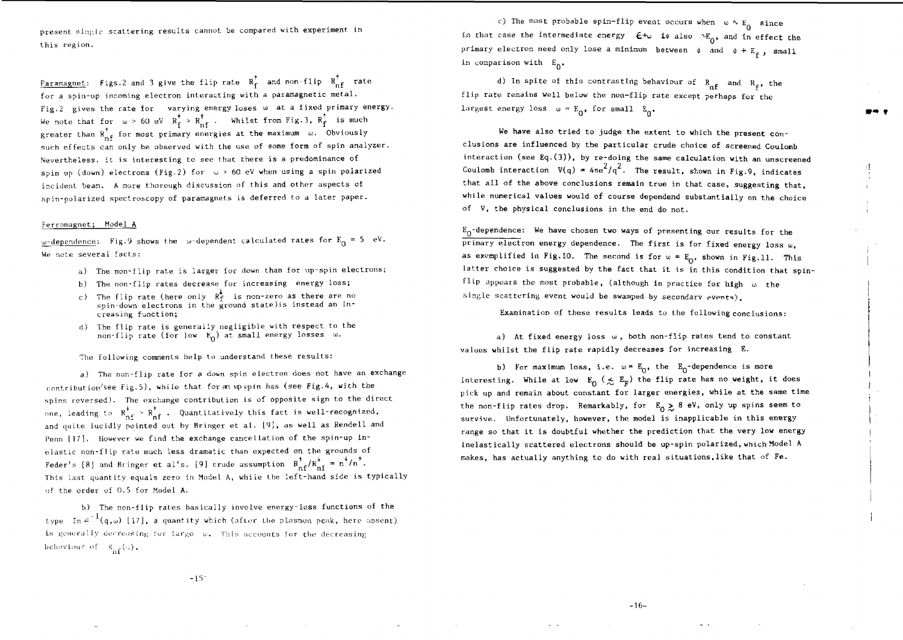present single scattering results cannot be compared with experiment in this region.

Paramagnet: Figs.2 and 3 give the flip rate $R_f^{\uparrow}$ and non-flip $R_{nf}^{\uparrow}$ rate for a spin-up incoming electron interacting with a paramagnetic metal. Fig.2 gives the rate for varying energy loses $\omega$ at a fixed primary energy. We note that for $\omega > 60$ eV $R_f^{\uparrow} > R_{nf}^{\uparrow}$. Whilst from Fig.3, $R_f^{\uparrow}$ is much greater than $R_{nf}^{\uparrow}$ for most primary energies at the maximum $\omega$. Obviously such effects can only be observed with the use of some form of spin analyzer. Nevertheless, it is interesting to see that there is a predominance of spin up (down) electrons (Fig.2) for $\omega > 60$ eV when using a spin polarized incident beam. A more thorough discussion of this and other aspects of spin-polarized spectroscopy of paramagnets is deferred to a later paper.

Ferromagnet; Model A

$\omega$-dependence: Fig.9 shows the $\omega$-dependent calculated rates for $E_0 = 5$ eV. We note several facts:

a) The non-flip rate is larger for down than for up-spin electrons;

b) The non-flip rates decrease for increasing energy loss;

c) The flip rate (here only $R_f^{\downarrow}$ is non-zero as there are no spin-down electrons in the ground state)is instead an increasing function;

d) The flip rate is generally negligible with respect to the non-flip rate (for low $E_0$) at small energy losses $\omega$.

The following comments help to understand these results:

a) The non-flip rate for a down spin electron does not have an exchange contribution(see Fig.5), while that for an up spin has (see Fig.4, with the spins reversed). The exchange contribution is of opposite sign to the direct one, leading to $R_{nf}^{\downarrow} > R_{nf}^{\uparrow}$. Quantitatively this fact is well-recognized, and quite lucidly pointed out by Bringer et al. [9], as well as Rendell and Penn [17]. However we find the exchange cancellation of the spin-up inelastic non-flip rate much less dramatic than expected on the grounds of Feder's [8] and Bringer et al's. [9] crude assumption $R_{nf}^{\uparrow}/R_{nf}^{\downarrow} = n^{\downarrow}/n^{\uparrow}$. This last quantity equals zero in Model A, while the left-hand side is typically of the order of 0.5 for Model A.

b) The non-flip rates basically involve energy-loss functions of the type $\mathrm{Im}\,\epsilon^{-1}(q,\omega)$ [17], a quantity which (after the plasmon peak, here absent) is generally decreasing for large $\omega$. This accounts for the decreasing behaviour of $R_{nf}(\omega)$.

c) The most probable spin-flip event occurs when $\omega \sim E_0$ since in that case the intermediate energy $\epsilon+\omega$ is also $\sim E_0$, and in effect the primary electron need only lose a minimum between $\phi$ and $\phi + E_f$, small in comparison with $E_0$.

d) In spite of this contrasting behaviour of $R_{nf}$ and $R_f$, the flip rate remains well below the non-flip rate except perhaps for the largest energy loss $\omega = E_0$, for small $E_0$.

We have also tried to judge the extent to which the present conclusions are influenced by the particular crude choice of screened Coulomb interaction (see Eq.(3)), by re-doing the same calculation with an unscreened Coulomb interaction $V(q) = 4\pi e^2/q^2$. The result, shown in Fig.9, indicates that all of the above conclusions remain true in that case, suggesting that, while numerical values would of course dependend substantially on the choice of V, the physical conclusions in the end do not.

$E_0$-dependence: We have chosen two ways of presenting our results for the primary electron energy dependence. The first is for fixed energy loss $\omega$, as exemplified in Fig.10. The second is for $\omega = E_0$, shown in Fig.11. This latter choice is suggested by the fact that it is in this condition that spin-flip appears the most probable, (although in practice for high $\omega$ the single scattering event would be swamped by secondary events).

Examination of these results leads to the following conclusions:

a) At fixed energy loss $\omega$, both non-flip rates tend to constant values whilst the flip rate rapidly decreases for increasing E.

b) For maximum loss, i.e. $\omega = E_0$, the $E_0$-dependence is more interesting. While at low $E_0$ ($\lesssim E_F$) the flip rate has no weight, it does pick up and remain about constant for larger energies, while at the same time the non-flip rates drop. Remarkably, for $E_0 \gtrsim 8$ eV, only up spins seem to survive. Unfortunately, however, the model is inapplicable in this energy range so that it is doubtful whether the prediction that the very low energy inelastically scattered electrons should be up-spin polarized, which Model A makes, has actually anything to do with real situations, like that of Fe.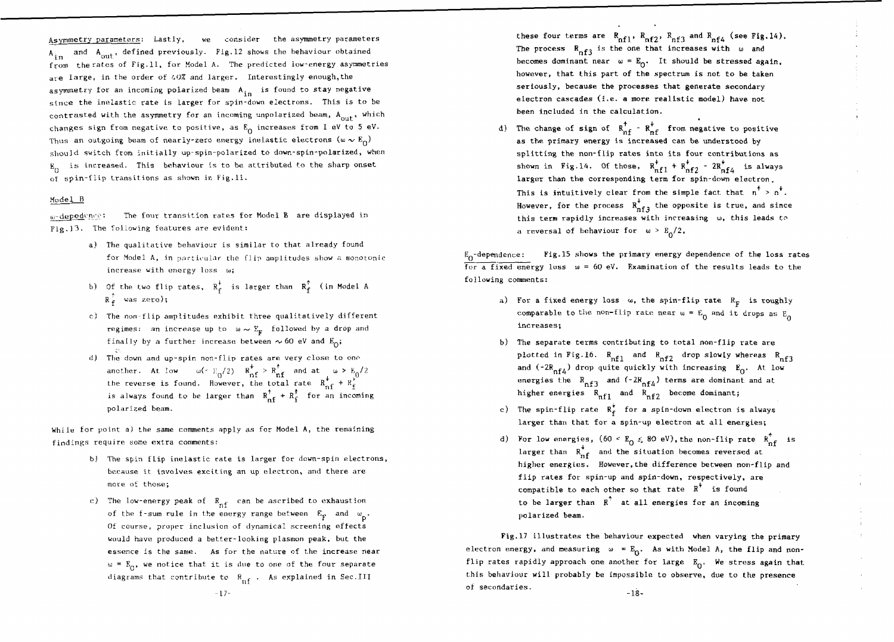Asymmetry parameters: Lastly, we consider the asymmetry parameters $A_{in}$ and $A_{out}$, defined previously. Fig.12 shows the behaviour obtained from the rates of Fig.11, for Model A. The predicted low-energy asymmetries are large, in the order of 40% and larger. Interestingly enough, the asymmetry for an incoming polarized beam $A_{in}$ is found to stay negative since the inelastic rate is larger for spin-down electrons. This is to be contrasted with the asymmetry for an incoming unpolarized beam, $A_{out}$, which changes sign from negative to positive, as $E_0$ increases from 1 eV to 5 eV. Thus an outgoing beam of nearly-zero energy inelastic electrons ($\omega \sim E_0$) should switch from initially up-spin-polarized to down-spin-polarized, when $E_0$ is increased. This behaviour is to be attributed to the sharp onset of spin-flip transitions as shown in Fig.11.

## Model B

$\omega$-dependence: The four transition rates for Model B are displayed in Fig.13. The following features are evident:

a) The qualitative behaviour is similar to that already found for Model A, in particular the flip amplitudes show a monotonic increase with energy loss $\omega$;

b) Of the two flip rates, $R_f^{\downarrow}$ is larger than $R_f^{\uparrow}$ (in Model A $R_f^{\uparrow}$ was zero);

c) The non-flip amplitudes exhibit three qualitatively different regimes: an increase up to $\omega \sim E_F$ followed by a drop and finally by a further increase between $\sim 60$ eV and $E_0$;

d) The down and up-spin non-flip rates are very close to one another. At low $\omega (< E_0/2)$ $R_{nf}^{\downarrow} > R_{nf}^{\uparrow}$ and at $\omega > E_0/2$ the reverse is found. However, the total rate $R_{nf}^{\downarrow} + R_f^{\downarrow}$ is always found to be larger than $R_{nf}^{\uparrow} + R_f^{\uparrow}$ for an incoming polarized beam.

While for point a) the same comments apply as for Model A, the remaining findings require some extra comments:

b) The spin flip inelastic rate is larger for down-spin electrons, because it involves exciting an up electron, and there are more of those;

c) The low-energy peak of $R_{nf}$ can be ascribed to exhaustion of the f-sum rule in the energy range between $E_F$ and $\omega_p$. Of course, proper inclusion of dynamical screening effects would have produced a better-looking plasmon peak, but the essence is the same. As for the nature of the increase near $\omega = E_0$, we notice that it is due to one of the four separate diagrams that contribute to $R_{nf}$. As explained in Sec.III these four terms are $R_{nf1}$, $R_{nf2}$, $R_{nf3}$ and $R_{nf4}$ (see Fig.14). The process $R_{nf3}$ is the one that increases with $\omega$ and becomes dominant near $\omega = E_0$. It should be stressed again, however, that this part of the spectrum is not to be taken seriously, because the processes that generate secondary electron cascades (i.e. a more realistic model) have not been included in the calculation.

d) The change of sign of $R_{nf}^{\uparrow} - R_{nf}^{\downarrow}$ from negative to positive as the primary energy is increased can be understood by splitting the non-flip rates into its four contributions as shown in Fig.14. Of those, $R_{nf1}^{\downarrow} + R_{nf2}^{\downarrow} - 2R_{nf4}^{\downarrow}$ is always larger than the corresponding term for spin-down electron. This is intuitively clear from the simple fact that $n^{\uparrow} > n^{\downarrow}$. However, for the process $R_{nf3}^{\downarrow}$ the opposite is true, and since this term rapidly increases with increasing $\omega$, this leads to a reversal of behaviour for $\omega > E_0/2$.

$E_0$-dependence: Fig.15 shows the primary energy dependence of the loss rates for a fixed energy loss $\omega = 60$ eV. Examination of the results leads to the following comments:

a) For a fixed energy loss $\omega$, the spin-flip rate $R_F$ is roughly comparable to the non-flip rate near $\omega = E_0$ and it drops as $E_0$ increases;

b) The separate terms contributing to total non-flip rate are plotted in Fig.16. $R_{nf1}$ and $R_{nf2}$ drop slowly whereas $R_{nf3}$ and $(-2R_{nf4})$ drop quite quickly with increasing $E_0$. At low energies the $R_{nf3}$ and $(-2R_{nf4})$ terms are dominant and at higher energies $R_{nf1}$ and $R_{nf2}$ become dominant;

c) The spin-flip rate $R_f^{\downarrow}$ for a spin-down electron is always larger than that for a spin-up electron at all energies;

d) For low energies, $(60 < E_0 \lesssim 80$ eV$)$, the non-flip rate $R_{nf}^{\uparrow}$ is larger than $R_{nf}^{\downarrow}$ and the situation becomes reversed at higher energies. However, the difference between non-flip and flip rates for spin-up and spin-down, respectively, are compatible to each other so that rate $R^{\downarrow}$ is found to be larger than $R^{\uparrow}$ at all energies for an incoming polarized beam.

Fig.17 illustrates the behaviour expected when varying the primary electron energy, and measuring $\omega = E_0$. As with Model A, the flip and non-flip rates rapidly approach one another for large $E_0$. We stress again that this behaviour will probably be impossible to observe, due to the presence of secondaries.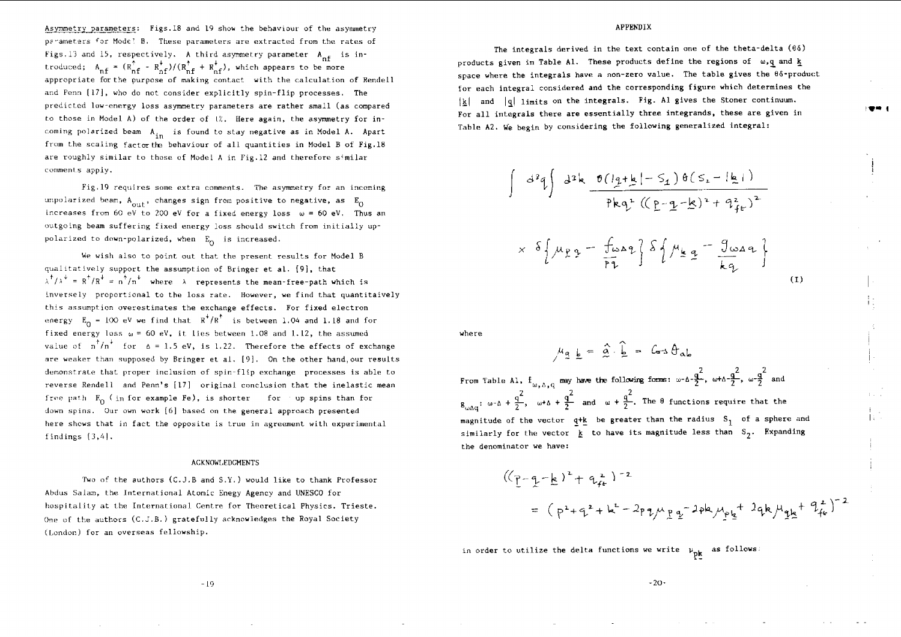**Asymmetry parameters**: Figs.18 and 19 show the behaviour of the asymmetry parameters for Model B. These parameters are extracted from the rates of Figs.13 and 15, respectively. A third asymmetry parameter $A_{nf}$ is introduced; $A_{nf} = (R^{\uparrow}_{nf} - R^{\downarrow}_{nf})/(R^{\uparrow}_{nf} + R^{\downarrow}_{nf})$, which appears to be more appropriate for the purpose of making contact with the calculation of Rendell and Penn [17], who do not consider explicitly spin-flip processes. The predicted low-energy loss asymmetry parameters are rather small (as compared to those in Model A) of the order of 1%. Here again, the asymmetry for incoming polarized beam $A_{in}$ is found to stay negative as in Model A. Apart from the scaling factor the behaviour of all quantities in Model B of Fig.18 are roughly similar to those of Model A in Fig.12 and therefore similar comments apply.

Fig.19 requires some extra comments. The asymmetry for an incoming unpolarized beam, $A_{out}$, changes sign from positive to negative, as $E_0$ increases from 60 eV to 200 eV for a fixed energy loss $\omega = 60$ eV. Thus an outgoing beam suffering fixed energy loss should switch from initially up-polarized to down-polarized, when $E_0$ is increased.

We wish also to point out that the present results for Model B qualitatively support the assumption of Bringer et al. [9], that $\lambda^{\uparrow}/\lambda^{\downarrow} = R^{\uparrow}/R^{\downarrow} = n^{\uparrow}/n^{\downarrow}$ where $\lambda$ represents the mean-free-path which is inversely proportional to the loss rate. However, we find that quantitaively this assumption overestimates the exchange effects. For fixed electron energy $E_0 = 100$ eV we find that $R^{\downarrow}/R^{\uparrow}$ is between 1.04 and 1.18 and for fixed energy loss $\omega = 60$ eV, it lies between 1.08 and 1.12, the assumed value of $n^{\uparrow}/n^{\downarrow}$ for $\Delta = 1.5$ eV, is 1.22. Therefore the effects of exchange are weaker than supposed by Bringer et al. [9]. On the other hand, our results demonstrate that proper inclusion of spin-flip exchange processes is able to reverse Rendell and Penn's [17] original conclusion that the inelastic mean free path $F_0$ (in for example Fe), is shorter for up spins than for down spins. Our own work [6] based on the general approach presented here shows that in fact the opposite is true in agreement with experimental findings [3,4].

## ACKNOWLEDGMENTS

Two of the authors (C.J.B and S.Y.) would like to thank Professor Abdus Salam, the International Atomic Enegy Agency and UNESCO for hospitality at the International Centre for Theoretical Physics. Trieste. One of the authors (C.J.B.) gratefully acknowledges the Royal Society (London) for an overseas fellowship.

## APPENDIX

The integrals derived in the text contain one of the theta-delta ($\theta\delta$) products given in Table A1. These products define the regions of $\omega$, $\underline{q}$ and $\underline{k}$ space where the integrals have a non-zero value. The table gives the $\theta\delta$-product for each integral considered and the corresponding figure which determines the $|\underline{k}|$ and $|\underline{q}|$ limits on the integrals. Fig. A1 gives the Stoner continuum. For all integrals there are essentially three integrands, these are given in Table A2. We begin by considering the following generalized integral:

$$\int d^3q \int d^3k \; \frac{\theta(|\underline{q}+\underline{k}| - S_1)\,\theta(S_2 - |\underline{k}|)}{pkq^2\left((\underline{p}-\underline{q}-\underline{k})^2 + q_{ft}^2\right)^2} \times \delta\left\{\mu_{\underline{p}\underline{q}} - \frac{f_{\omega\Delta q}}{pq}\right\}\delta\left\{\mu_{\underline{k}\underline{q}} - \frac{g_{\omega\Delta q}}{kq}\right\} \qquad \text{(I)}$$

where

$$\mu_{\underline{a}\,\underline{b}} = \hat{\underline{a}}\cdot\hat{\underline{b}} = \cos\theta_{ab}$$

From Table A1, $f_{\omega,\Delta,q}$ may have the following forms: $\omega-\Delta-\frac{q^2}{2}$, $\omega+\Delta-\frac{q^2}{2}$, $\omega-\frac{q^2}{2}$ and $g_{\omega\Delta q}$: $\omega-\Delta+\frac{q^2}{2}$, $\omega+\Delta+\frac{q^2}{2}$ and $\omega+\frac{q^2}{2}$. The $\theta$ functions require that the magnitude of the vector $\underline{q}+\underline{k}$ be greater than the radius $S_1$ of a sphere and similarly for the vector $\underline{k}$ to have its magnitude less than $S_2$. Expanding the denominator we have:

$$\left((\underline{p}-\underline{q}-\underline{k})^2 + q_{ft}^2\right)^{-2} = \left(p^2+q^2+k^2-2pq\mu_{\underline{p}\underline{q}}-2pk\mu_{\underline{p}\underline{k}}+2qk\mu_{\underline{q}\underline{k}}+q_{ft}^2\right)^{-2}$$

in order to utilize the delta functions we write $\mu_{\underline{p}\underline{k}}$ as follows: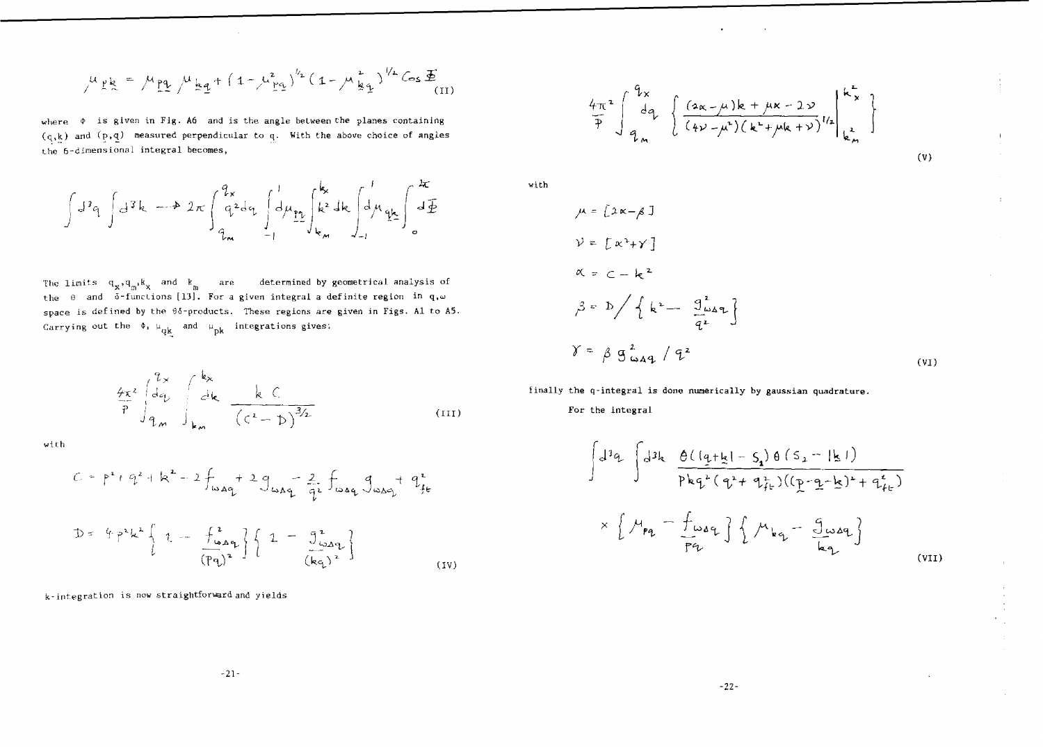$$\mu_{\underline{p}\underline{k}} = \mu_{\underline{p}\underline{q}}\, \mu_{\underline{k}\underline{q}} + (1-\mu^2_{\underline{p}\underline{q}})^{1/2}(1-\mu^2_{\underline{k}\underline{q}})^{1/2} \cos\Phi \tag{II}$$

where $\Phi$ is given in Fig. A6 and is the angle between the planes containing $(\underline{q},\underline{k})$ and $(\underline{p},\underline{q})$ measured perpendicular to $\underline{q}$. With the above choice of angles the 6-dimensional integral becomes,

$$\int d^3q \int d^3k \longrightarrow 2\pi \int_{q_m}^{q_x} q^2 dq \int_{-1}^{1} d\mu_{\underline{p}\underline{q}} \int_{k_M}^{k_x} k^2 dk \int_{-1}^{1} d\mu_{\underline{q}\underline{k}} \int_0^{2\pi} d\Phi$$

The limits $q_x, q_m, k_x$ and $k_m$ are determined by geometrical analysis of the $\theta$ and $\delta$-functions [13]. For a given integral a definite region in $q,\omega$ space is defined by the $\theta\delta$-products. These regions are given in Figs. A1 to A5. Carrying out the $\Phi$, $\mu_{qk}$ and $\mu_{pk}$ integrations gives:

$$\frac{4\pi^2}{p} \int_{q_m}^{q_x} dq \int_{k_m}^{k_x} dk \; \frac{k\,C}{(C^2 - D)^{3/2}} \tag{III}$$

with

$$C = p^2 + q^2 + k^2 - 2f_{\omega\Delta q} + 2g_{\omega\Delta q} - \frac{2}{q^2} f_{\omega\Delta q}\, g_{\omega\Delta q} + q^2_{ft}$$

$$D = 4p^2k^2 \left\{ 1 - \frac{f^2_{\omega\Delta q}}{(pq)^2} \right\} \left\{ 1 - \frac{g^2_{\omega\Delta q}}{(kq)^2} \right\} \tag{IV}$$

k-integration is now straightforward and yields

$$\frac{4\pi^2}{p} \int_{q_m}^{q_x} dq \left\{ \frac{(2\alpha-\mu)k + \mu\alpha - 2\nu}{(4\nu-\mu^2)(k^2+\mu k+\nu)^{1/2}} \Bigg|_{k_m^2}^{k_x^2} \right\} \tag{V}$$

with

$$\mu = [2\alpha - \beta]$$

$$\nu = [\alpha^2 + \gamma]$$

$$\alpha = C - k^2$$

$$\beta = D \Big/ \left\{ k^2 - \frac{g^2_{\omega\Delta q}}{q^2} \right\}$$

$$\gamma = \beta\, g^2_{\omega\Delta q} / q^2 \tag{VI}$$

finally the q-integral is done numerically by gaussian quadrature.

For the integral

$$\int d^3q \int d^3k \; \frac{\theta(|\underline{q}+\underline{k}| - S_1)\,\theta(S_2 - |\underline{k}|)}{pkq^2(q^2+q^2_{ft})((\underline{p}-\underline{q}-\underline{k})^2 + q^2_{ft})} \times \left\{ \mu_{pq} - \frac{f_{\omega\Delta q}}{pq} \right\} \left\{ \mu_{kq} - \frac{g_{\omega\Delta q}}{kq} \right\} \tag{VII}$$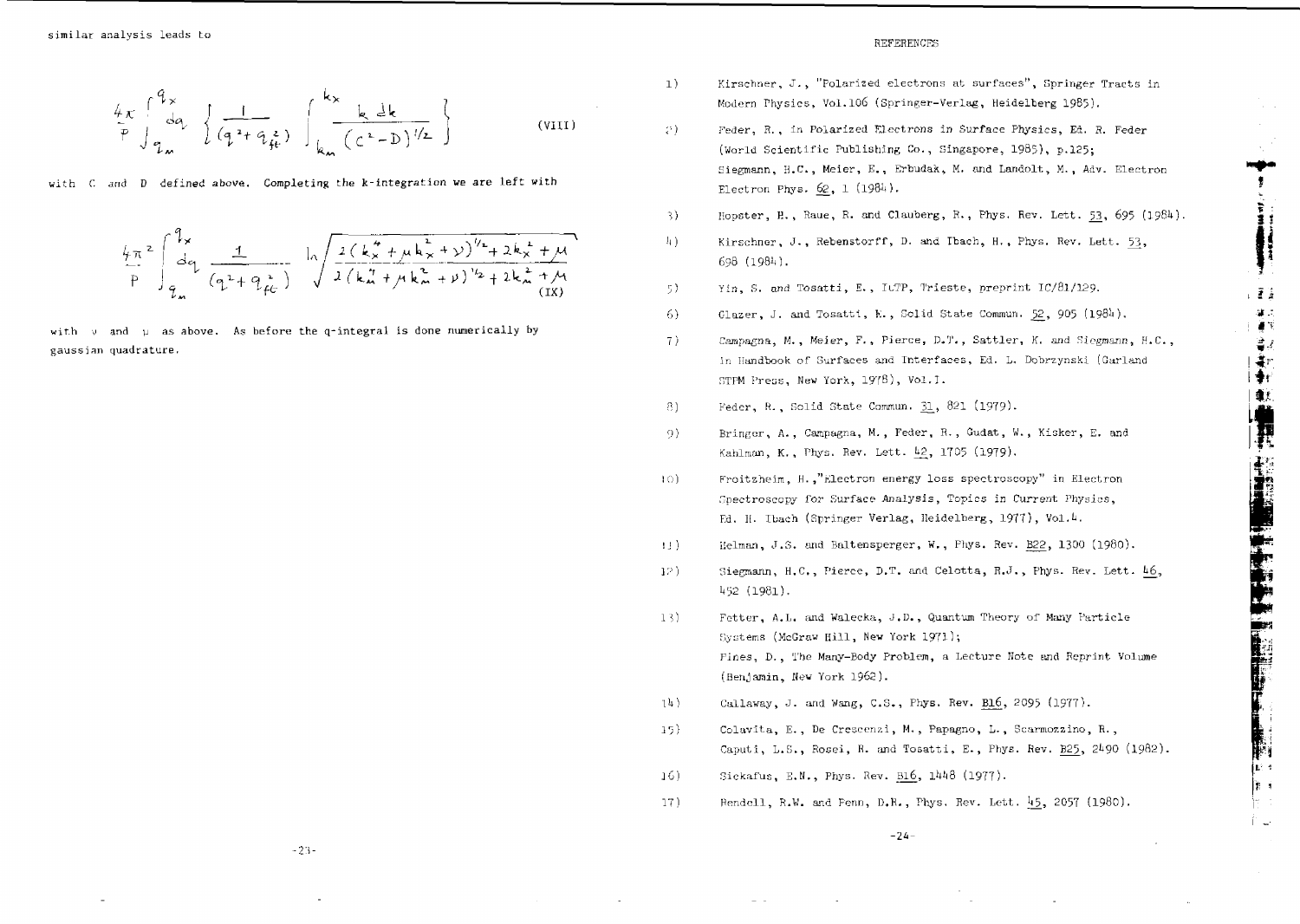similar analysis leads to

$$\frac{4\pi}{P}\int_{q_m}^{q_x} dq \left\{ \frac{1}{(q^2+q_{ft}^2)} \int_{k_m}^{k_x} \frac{k\,dk}{(C^2-D)^{1/2}} \right\} \tag{VIII}$$

with $C$ and $D$ defined above. Completing the k-integration we are left with

$$\frac{4\pi^2}{P}\int_{q_m}^{q_x} dq \frac{1}{(q^2+q_{ft}^2)} \ln\sqrt{\frac{2(k_x^4+\mu k_x^2+\nu)^{1/2}+2k_x^2+\mu}{2(k_m^4+\mu k_m^2+\nu)^{1/2}+2k_m^2+\mu}} \tag{IX}$$

with $\nu$ and $\mu$ as above. As before the q-integral is done numerically by gaussian quadrature.

## REFERENCES

1) Kirschner, J., "Polarized electrons at surfaces", Springer Tracts in Modern Physics, Vol.106 (Springer-Verlag, Heidelberg 1985).

2) Feder, R., in Polarized Electrons in Surface Physics, Ed. R. Feder (World Scientific Publishing Co., Singapore, 1985), p.125; Siegmann, H.C., Meier, F., Erbudak, M. and Landolt, M., Adv. Electron Electron Phys. 62, 1 (1984).

3) Hopster, H., Raue, R. and Clauberg, R., Phys. Rev. Lett. 53, 695 (1984).

4) Kirschner, J., Rebenstorff, D. and Ibach, H., Phys. Rev. Lett. 53, 698 (1984).

5) Yin, S. and Tosatti, E., ICTP, Trieste, preprint IC/81/129.

6) Glazer, J. and Tosatti, E., Solid State Commun. 52, 905 (1984).

7) Campagna, M., Meier, F., Pierce, D.T., Sattler, K. and Siegmann, H.C., in Handbook of Surfaces and Interfaces, Ed. L. Dobrzynski (Garland STPM Press, New York, 1978), Vol.1.

8) Feder, R., Solid State Commun. 31, 821 (1979).

9) Bringer, A., Campagna, M., Feder, R., Gudat, W., Kisker, E. and Kahlman, K., Phys. Rev. Lett. 42, 1705 (1979).

10) Froitzheim, H.,"Electron energy loss spectroscopy" in Electron Spectroscopy for Surface Analysis, Topics in Current Physics, Ed. H. Ibach (Springer Verlag, Heidelberg, 1977), Vol.4.

11) Helman, J.S. and Baltensperger, W., Phys. Rev. B22, 1300 (1980).

12) Siegmann, H.C., Pierce, D.T. and Celotta, R.J., Phys. Rev. Lett. 46, 452 (1981).

13) Fetter, A.L. and Walecka, J.D., Quantum Theory of Many Particle Systems (McGraw Hill, New York 1971); Pines, D., The Many-Body Problem, a Lecture Note and Reprint Volume (Benjamin, New York 1962).

14) Callaway, J. and Wang, C.S., Phys. Rev. B16, 2095 (1977).

15) Colavita, E., De Crescenzi, M., Papagno, L., Scarmozzino, R., Caputi, L.S., Rosei, R. and Tosatti, E., Phys. Rev. B25, 2490 (1982).

16) Sickafus, E.N., Phys. Rev. B16, 1448 (1977).

17) Rendell, R.W. and Penn, D.R., Phys. Rev. Lett. 45, 2057 (1980).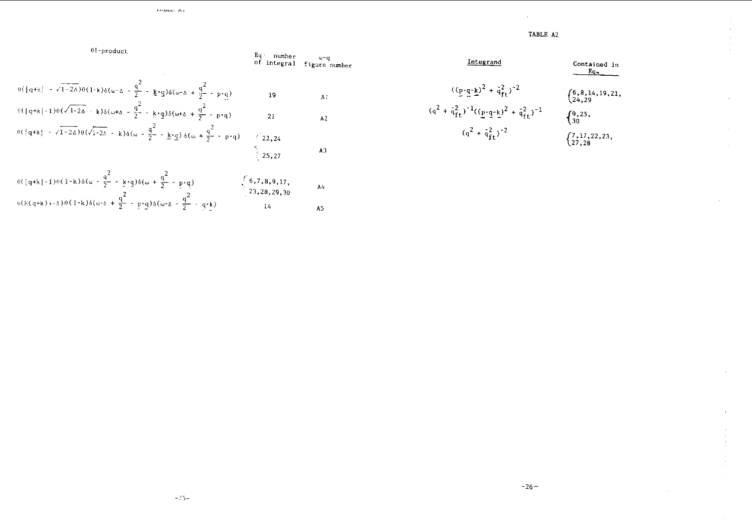## TABLE A1

| θδ-product | Eq. number of integral | ω-q figure number |
|---|---|---|
| $\theta(\lvert q+k\rvert - \sqrt{1-2\Delta})\theta(1-k)\delta(\omega-\Delta-\frac{q^2}{2}-\underline{k}\cdot\underline{q})\delta(\omega-\Delta+\frac{q^2}{2}-\underline{p}\cdot\underline{q})$ | 19 | A1 |
| $\theta(\lvert q+k\rvert-1)\theta(\sqrt{1-2\Delta}-k)\delta(\omega+\Delta-\frac{q^2}{2}-\underline{k}\cdot\underline{q})\delta(\omega+\Delta+\frac{q^2}{2}-\underline{p}\cdot\underline{q})$ | 21 | A2 |
| $\theta(\lvert q+k\rvert - \sqrt{1-2\Delta})\theta(\sqrt{1-2\Delta}-k)\delta(\omega-\frac{q^2}{2}-\underline{k}\cdot\underline{q})\delta(\omega+\frac{q^2}{2}-\underline{p}\cdot\underline{q})$ | 22, 24, 25, 27 | A3 |
| $\theta(\lvert q+k\rvert-1)\theta(1-k)\delta(\omega-\frac{q^2}{2}-\underline{k}\cdot\underline{q})\delta(\omega+\frac{q^2}{2}-\underline{p}\cdot\underline{q})$ | 6, 7, 8, 9, 17, 23, 28, 29, 30 | A4 |
| $\theta(E(q+k)+\Delta)\theta(1-k)\delta(\omega-\Delta+\frac{q^2}{2}-\underline{p}\cdot\underline{q})\delta(\omega-\Delta-\frac{q^2}{2}-\underline{q}\cdot\underline{k})$ | 14 | A5 |

## TABLE A2

| Integrand | Contained in Eq. |
|---|---|
| $((\underline{p}-\underline{q}-\underline{k})^2+\bar{q}_{ft}^2)^{-2}$ | 6, 8, 14, 19, 21, 24, 29 |
| $(q^2+\bar{q}_{ft}^2)^{-1}((\underline{p}-\underline{q}-\underline{k})^2+\bar{q}_{ft}^2)^{-1}$ | 9, 25, 30 |
| $(q^2+\bar{q}_{ft}^2)^{-2}$ | 7, 17, 22, 23, 27, 28 |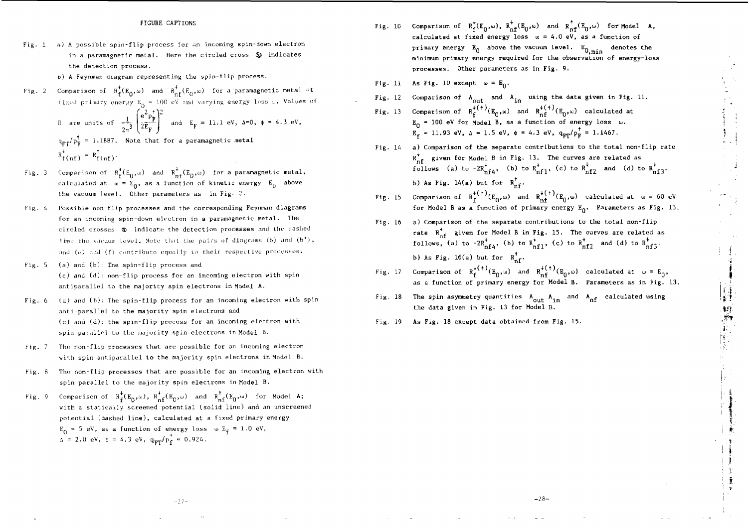## FIGURE CAPTIONS

Fig. 1 a) A possible spin-flip process for an incoming spin-down electron in a paramagnetic metal. Here the circled cross ⊗ indicates the detection process.

b) A Feynman diagram representing the spin-flip process.

Fig. 2 Comparison of $R_f^{\downarrow}(E_0,\omega)$ and $R_{nf}^{\downarrow}(E_0,\omega)$ for a paramagnetic metal at fixed primary energy $E_0 = 100$ eV and varying energy loss $\omega$. Values of R are units of $\frac{1}{2\pi^3}\left(\frac{e^2 p_F^{\uparrow}}{2E_F}\right)^2$ and $E_F = 11.1$ eV, $\Delta=0$, $\phi = 4.3$ eV, $q_{FT}/p_F^{\uparrow} = 1.1887$. Note that for a paramagnetic metal $R_{f(nf)}^{\downarrow} = R_{f(nf)}^{\uparrow}$.

Fig. 3 Comparison of $R_f^{\downarrow}(E_0,\omega)$ and $R_{nf}^{\downarrow}(E_0,\omega)$ for a paramagnetic metal, calculated at $\omega = E_0$, as a function of kinetic energy $E_0$ above the vacuum level. Other parameters as in Fig. 2.

Fig. 4 Possible non-flip processes and the corresponding Feynman diagrams for an incoming spin-down electron in a paramagnetic metal. The circled crosses ⊗ indicate the detection processes and the dashed line the vacuum level. Note that the pairs of diagrams (b) and (b'), and (e) and (f) contribute equally to their respective processes.

Fig. 5 (a) and (b): The spin-flip process and (c) and (d): non-flip process for an incoming electron with spin antiparallel to the majority spin electrons in Model A.

Fig. 6 (a) and (b): The spin-flip process for an incoming electron with spin anti-parallel to the majority spin electrons and (c) and (d): the spin-flip process for an incoming electron with spin parallel to the majority spin electrons in Model B.

Fig. 7 The non-flip processes that are possible for an incoming electron with spin antiparallel to the majority spin electrons in Model B.

Fig. 8 The non-flip processes that are possible for an incoming electron with spin parallel to the majority spin electrons in Model B.

Fig. 9 Comparison of $R_f^{\downarrow}(E_0,\omega)$, $R_{nf}^{\downarrow}(E_0,\omega)$ and $R_{nf}^{\uparrow}(E_0,\omega)$ for Model A; with a statically screened potential (solid line) and an unscreened potential (dashed line), calculated at a fixed primary energy $E_0 = 5$ eV, as a function of energy loss $\omega$ $E_f = 1.0$ eV, $\Delta = 2.0$ eV, $\phi = 4.3$ eV, $q_{FT}/p_f^{\uparrow} = 0.924$.

Fig. 10 Comparison of $R_f^{\downarrow}(E_0,\omega)$, $R_{nf}^{\downarrow}(E_0,\omega)$ and $R_{nf}^{\uparrow}(E_0,\omega)$ for Model A, calculated at fixed energy loss $\omega = 4.0$ eV, as a function of primary energy $E_0$ above the vacuum level. $E_{0,min}$ denotes the minimum primary energy required for the observation of energy-loss processes. Other parameters as in Fig. 9.

Fig. 11 As Fig. 10 except $\omega = E_0$.

Fig. 12 Comparison of $A_{out}$ and $A_{in}$ using the data given in Fig. 11.

Fig. 13 Comparison of $R_f^{\downarrow(\uparrow)}(E_0,\omega)$ and $R_{nf}^{\downarrow(\uparrow)}(E_0,\omega)$ calculated at $E_0 = 100$ eV for Model B, as a function of energy loss $\omega$. $E_f = 11.93$ eV, $\Delta = 1.5$ eV, $\phi = 4.3$ eV, $q_{FT}/p_F^{\uparrow} = 1.1467$.

Fig. 14 a) Comparison of the separate contributions to the total non-flip rate $R_{nf}^{\downarrow}$ given for Model B in Fig. 13. The curves are related as follows (a) to $-2R_{nf4}^{\downarrow}$, (b) to $R_{nf1}^{\downarrow}$, (c) to $R_{nf2}^{\downarrow}$ and (d) to $R_{nf3}^{\downarrow}$.

b) As Fig. 14(a) but for $R_{nf}^{\uparrow}$.

Fig. 15 Comparison of $R_f^{\downarrow(\uparrow)}(E_0,\omega)$ and $R_{nf}^{\downarrow(\uparrow)}(E_0,\omega)$ calculated at $\omega = 60$ eV for Model B as a function of primary energy $E_0$. Parameters as Fig. 13.

Fig. 16 a) Comparison of the separate contributions to the total non-flip rate $R_{nf}^{\downarrow}$ given for Model B in Fig. 15. The curves are related as follows, (a) to $-2R_{nf4}^{\downarrow}$, (b) to $R_{nf1}^{\downarrow}$, (c) to $R_{nf2}^{\downarrow}$ and (d) to $R_{nf3}^{\downarrow}$.

b) As Fig. 16(a) but for $R_{nf}^{\uparrow}$.

Fig. 17 Comparison of $R_f^{\downarrow(\uparrow)}(E_0,\omega)$ and $R_{nf}^{\downarrow(\uparrow)}(E_0,\omega)$ calculated at $\omega = E_0$, as a function of primary energy for Model B. Parameters as in Fig. 13.

Fig. 18 The spin asymmetry quantities $A_{out}$ $A_{in}$ and $A_{nf}$ calculated using the data given in Fig. 13 for Model B.

Fig. 19 As Fig. 18 except data obtained from Fig. 15.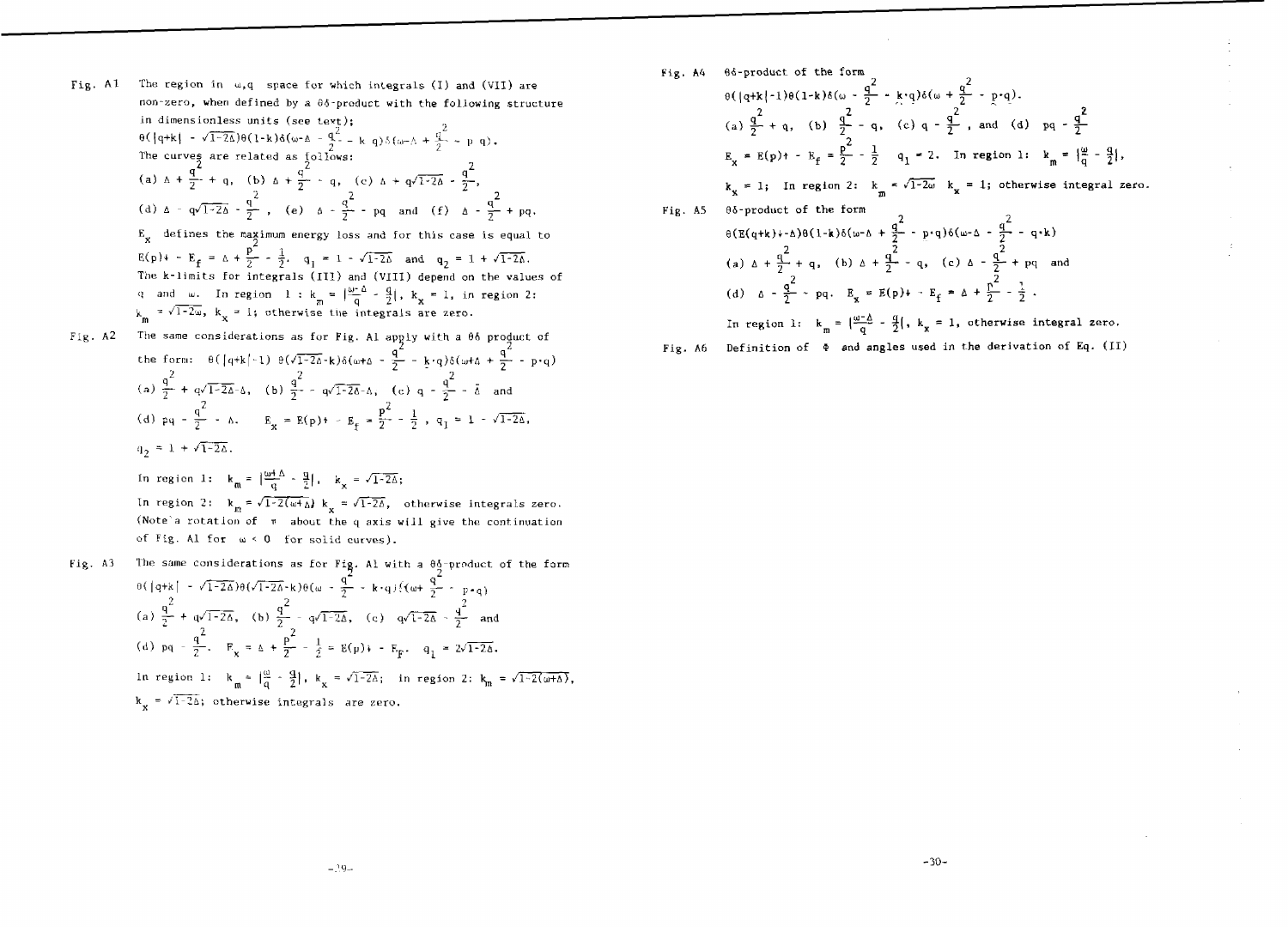Fig. A1 The region in $\omega, q$ space for which integrals (I) and (VII) are non-zero, when defined by a $\theta\delta$-product with the following structure in dimensionless units (see text);

$$\theta(|q+k| - \sqrt{1-2\Delta})\theta(1-k)\delta(\omega-\Delta - \frac{q^2}{2} - k\cdot q)\delta(\omega-\Delta + \frac{q^2}{2} - p\cdot q).$$

The curves are related as follows:

(a) $\Delta + \frac{q^2}{2} + q$, (b) $\Delta + \frac{q^2}{2} - q$, (c) $\Delta + q\sqrt{1-2\Delta} - \frac{q^2}{2}$,

(d) $\Delta - q\sqrt{1-2\Delta} - \frac{q^2}{2}$, (e) $\Delta - \frac{q^2}{2} - pq$ and (f) $\Delta - \frac{q^2}{2} + pq$.

$E_x$ defines the maximum energy loss and for this case is equal to $E(p)+ - E_f = \Delta + \frac{p^2}{2} - \frac{1}{2}$. $q_1 = 1 - \sqrt{1-2\Delta}$ and $q_2 = 1 + \sqrt{1-2\Delta}$.

The k-limits for integrals (III) and (VIII) depend on the values of $q$ and $\omega$. In region 1 : $k_m = |\frac{\omega-\Delta}{q} - \frac{q}{2}|$, $k_x = 1$, in region 2: $k_m = \sqrt{1-2\omega}$, $k_x = 1$; otherwise the integrals are zero.

Fig. A2 The same considerations as for Fig. A1 apply with a $\theta\delta$ product of the form: $\theta(|q+k|-1)\ \theta(\sqrt{1-2\Delta}-k)\delta(\omega+\Delta - \frac{q^2}{2} - k\cdot q)\delta(\omega+\Delta + \frac{q^2}{2} - p\cdot q)$

(a) $\frac{q^2}{2} + q\sqrt{1-2\Delta}-\Delta$, (b) $\frac{q^2}{2} - q\sqrt{1-2\Delta}-\Delta$, (c) $q - \frac{q^2}{2} - \Delta$ and

(d) $pq - \frac{q^2}{2} - \Delta$. $E_x = E(p)+ - E_f = \frac{p^2}{2} - \frac{1}{2}$, $q_1 = 1 - \sqrt{1-2\Delta}$,

$q_2 = 1 + \sqrt{1-2\Delta}$.

In region 1: $k_m = |\frac{\omega+\Delta}{q} - \frac{q}{2}|$, $k_x = \sqrt{1-2\Delta}$;

In region 2: $k_m = \sqrt{1-2(\omega+\Delta)}$ $k_x = \sqrt{1-2\Delta}$, otherwise integrals zero.

(Note a rotation of $\pi$ about the q axis will give the continuation of Fig. A1 for $\omega < 0$ for solid curves).

Fig. A3 The same considerations as for Fig. A1 with a $\theta\delta$-product of the form

$$\theta(|q+k| - \sqrt{1-2\Delta})\theta(\sqrt{1-2\Delta}-k)\theta(\omega - \frac{q^2}{2} - k\cdot q)\delta(\omega + \frac{q^2}{2} - p\cdot q)$$

(a) $\frac{q^2}{2} + q\sqrt{1-2\Delta}$, (b) $\frac{q^2}{2} - q\sqrt{1-2\Delta}$, (c) $q\sqrt{1-2\Delta} - \frac{q^2}{2}$ and

(d) $pq - \frac{q^2}{2}$. $E_x = \Delta + \frac{p^2}{2} - \frac{1}{2} = E(p)+ - E_F$. $q_1 = 2\sqrt{1-2\Delta}$.

In region 1: $k_m = |\frac{\omega}{q} - \frac{q}{2}|$, $k_x = \sqrt{1-2\Delta}$; in region 2: $k_m = \sqrt{1-2(\omega+\Delta)}$,

$k_x = \sqrt{1-2\Delta}$; otherwise integrals are zero.

Fig. A4 $\theta\delta$-product of the form

$$\theta(|q+k|-1)\theta(1-k)\delta(\omega - \frac{q^2}{2} - k\cdot q)\delta(\omega + \frac{q^2}{2} - p\cdot q).$$

(a) $\frac{q^2}{2} + q$, (b) $\frac{q^2}{2} - q$, (c) $q - \frac{q^2}{2}$, and (d) $pq - \frac{q^2}{2}$

$E_x = E(p)+ - E_f = \frac{p^2}{2} - \frac{1}{2}$ $q_1 = 2$. In region 1: $k_m = |\frac{\omega}{q} - \frac{q}{2}|$,

$k_x = 1$; In region 2: $k_m = \sqrt{1-2\omega}$ $k_x = 1$; otherwise integral zero.

Fig. A5 $\theta\delta$-product of the form

$$\theta(E(q+k)+-\Delta)\theta(1-k)\delta(\omega-\Delta + \frac{q^2}{2} - p\cdot q)\delta(\omega-\Delta - \frac{q^2}{2} - q\cdot k)$$

(a) $\Delta + \frac{q^2}{2} + q$, (b) $\Delta + \frac{q^2}{2} - q$, (c) $\Delta - \frac{q^2}{2} + pq$ and

(d) $\Delta - \frac{q^2}{2} - pq$. $E_x = E(p)+ - E_f = \Delta + \frac{p^2}{2} - \frac{1}{2}$.

In region 1: $k_m = |\frac{\omega-\Delta}{q} - \frac{q}{2}|$, $k_x = 1$, otherwise integral zero.

Fig. A6 Definition of $\Phi$ and angles used in the derivation of Eq. (II)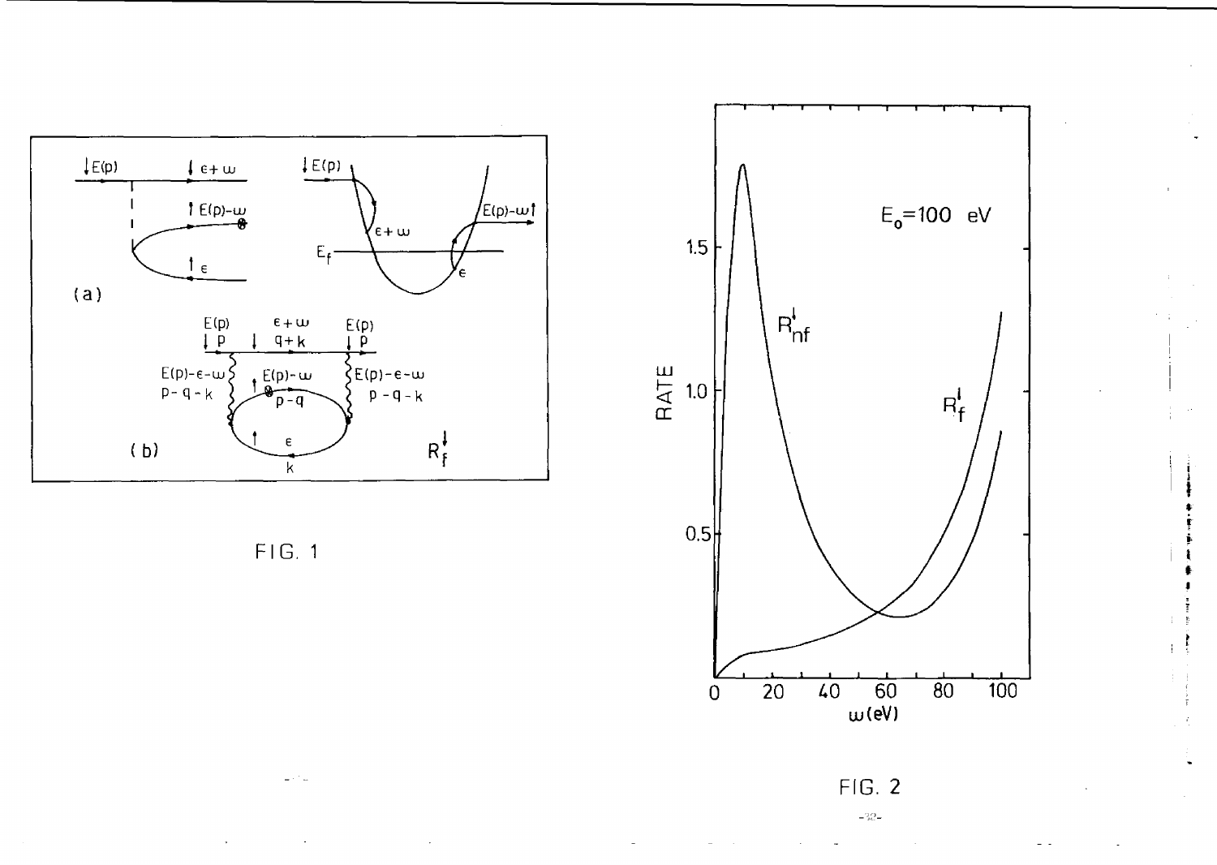FIG. 1

FIG. 2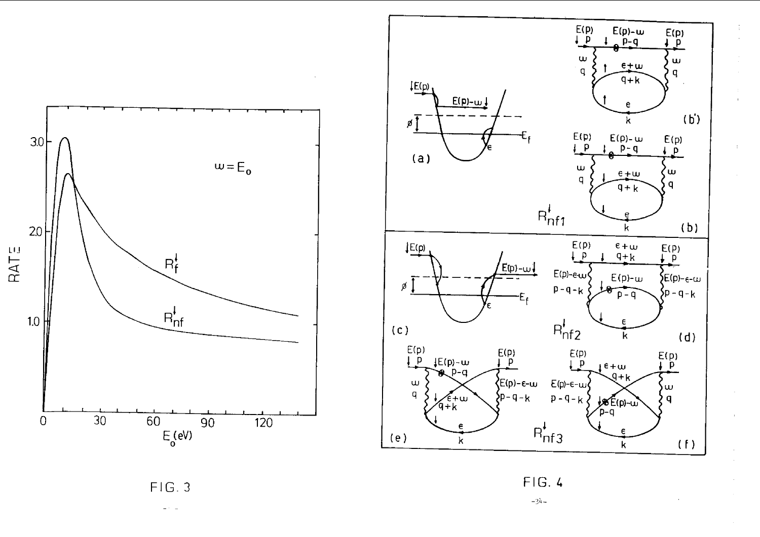FIG. 3

FIG. 4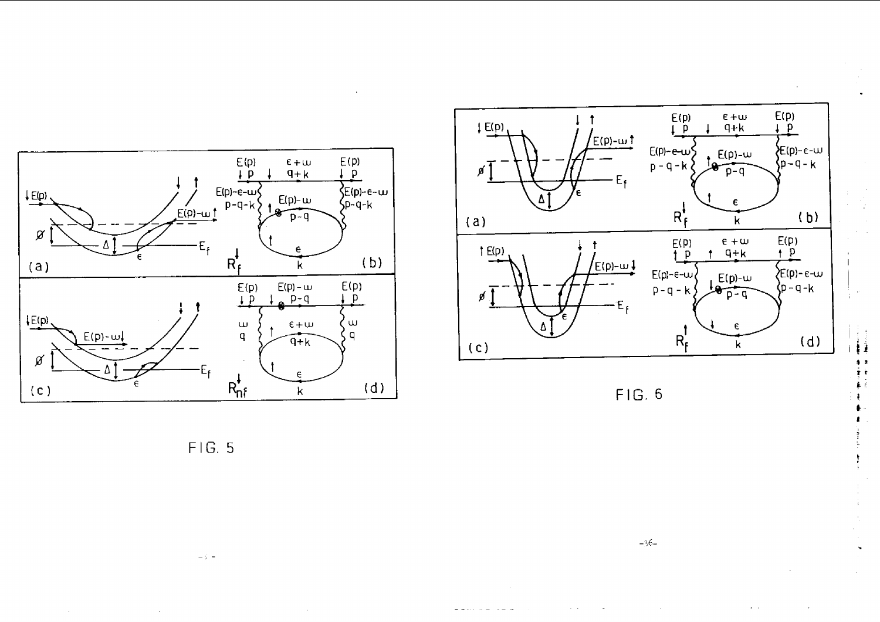FIG. 5

FIG. 6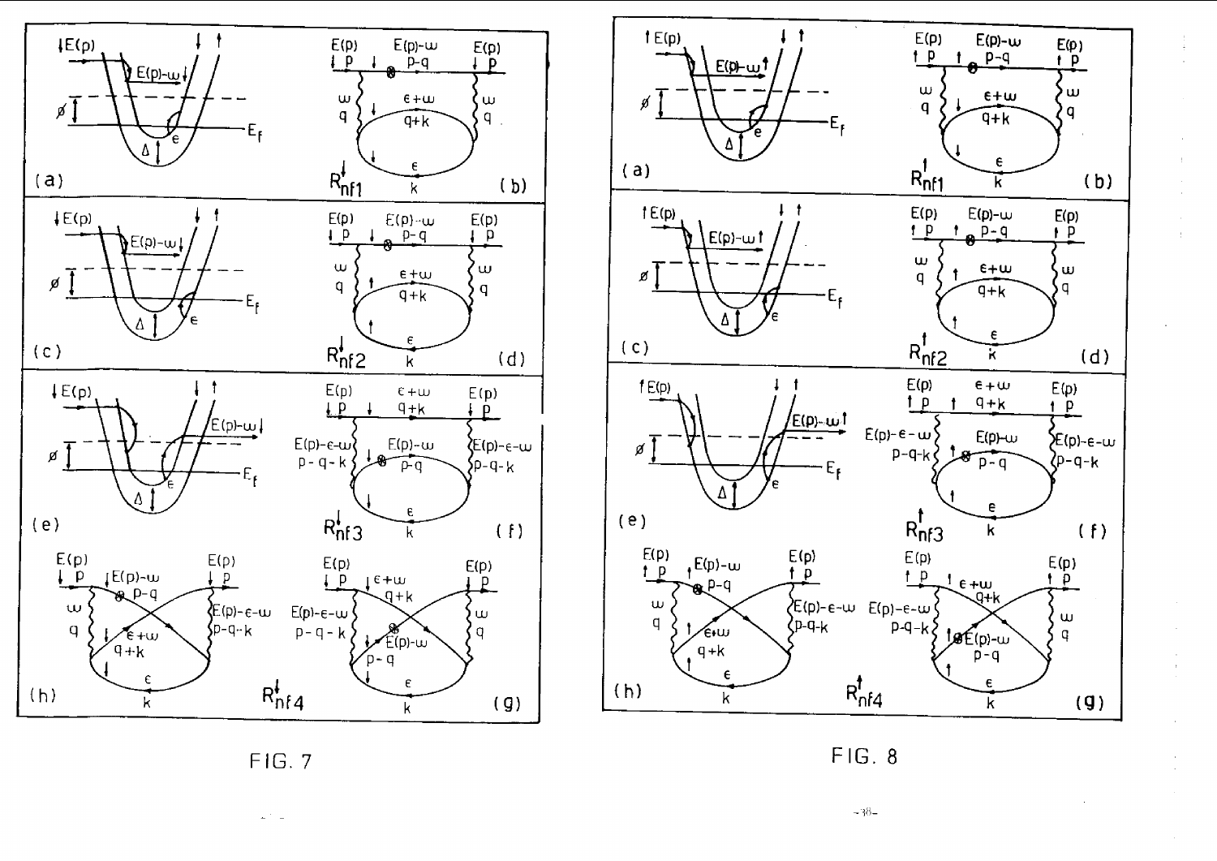FIG. 7

FIG. 8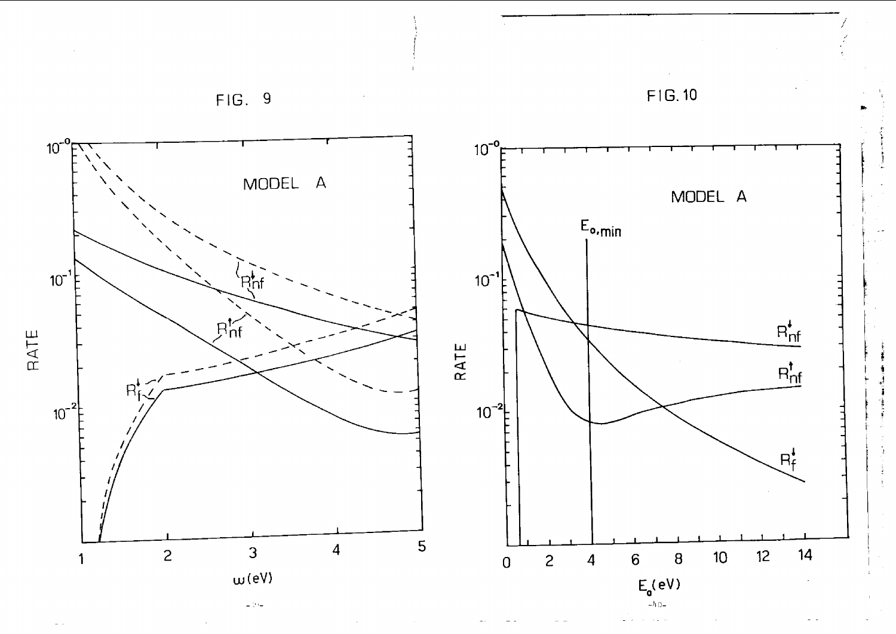FIG. 9

FIG. 10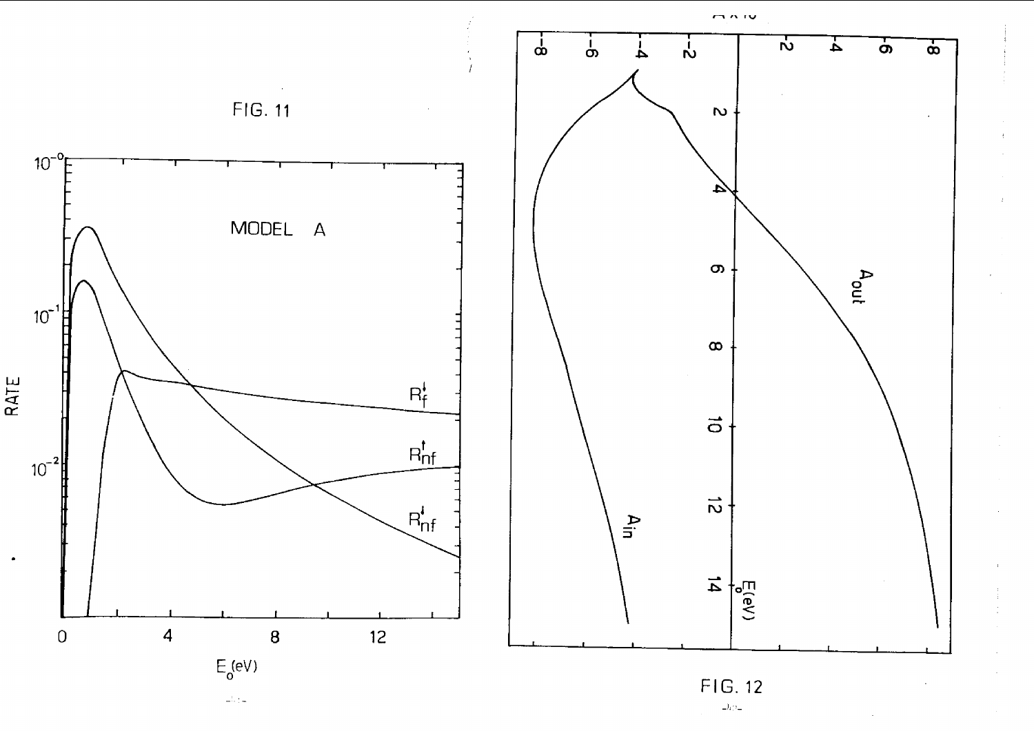FIG. 11

FIG. 12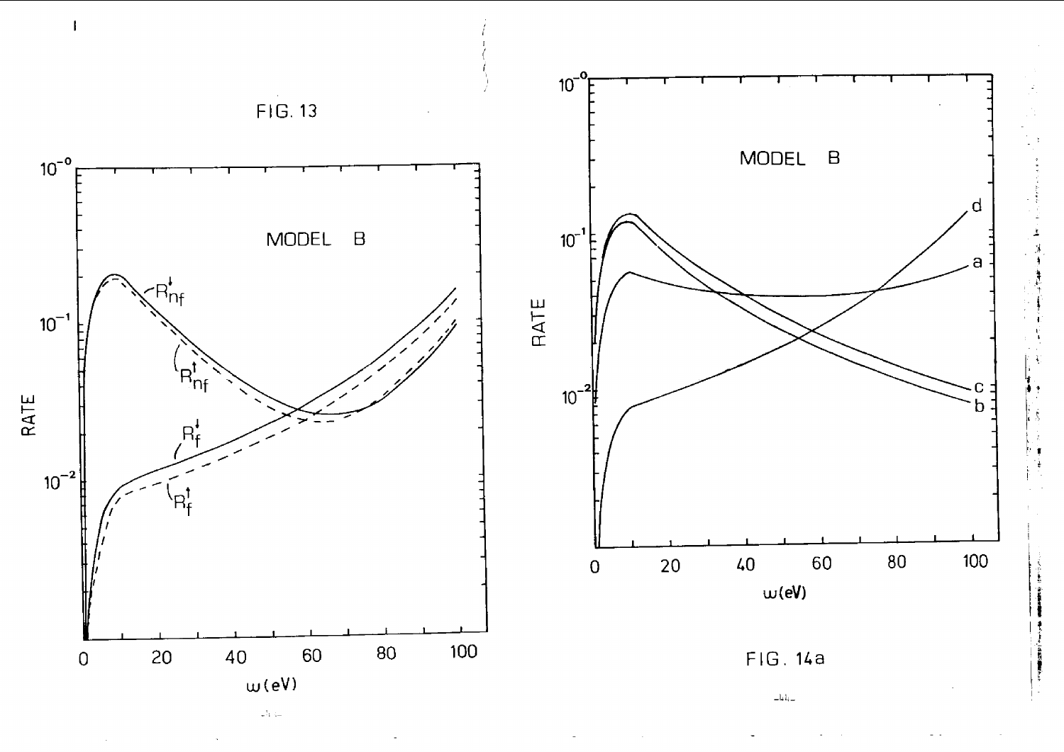FIG. 13

FIG. 14a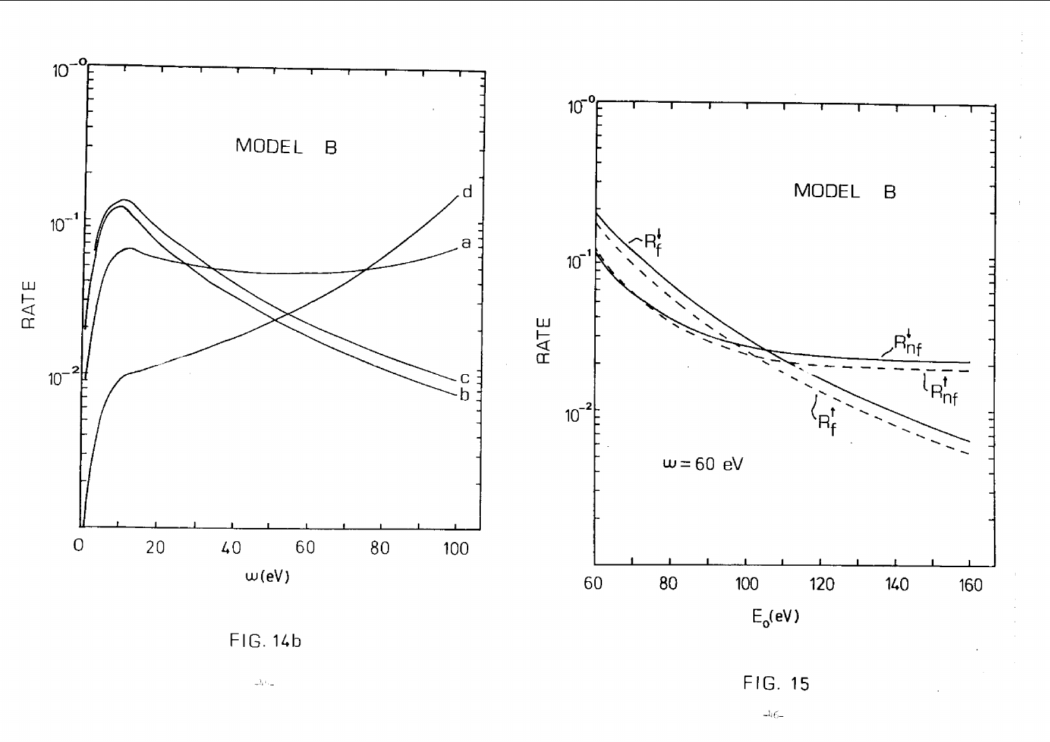FIG. 14b

FIG. 15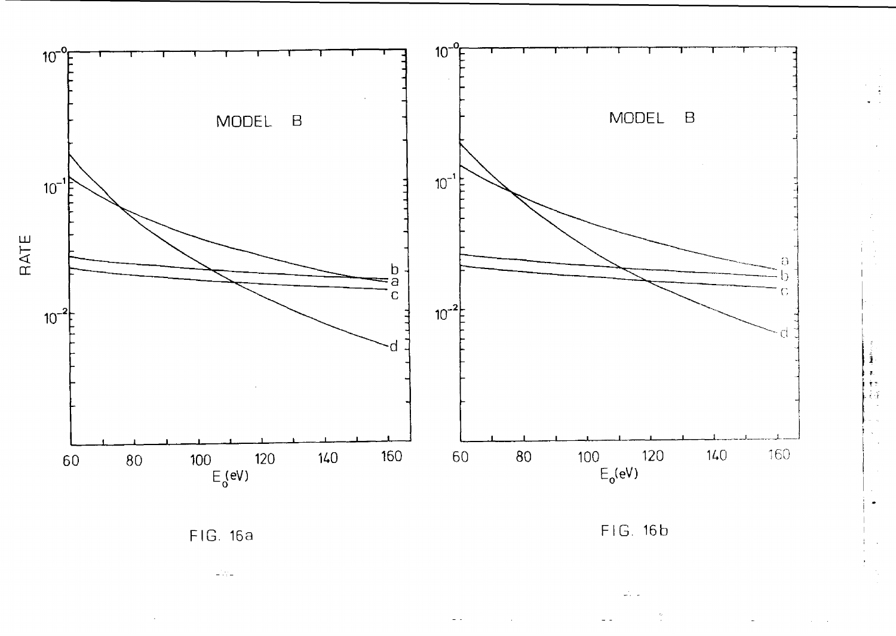FIG. 16a

FIG. 16b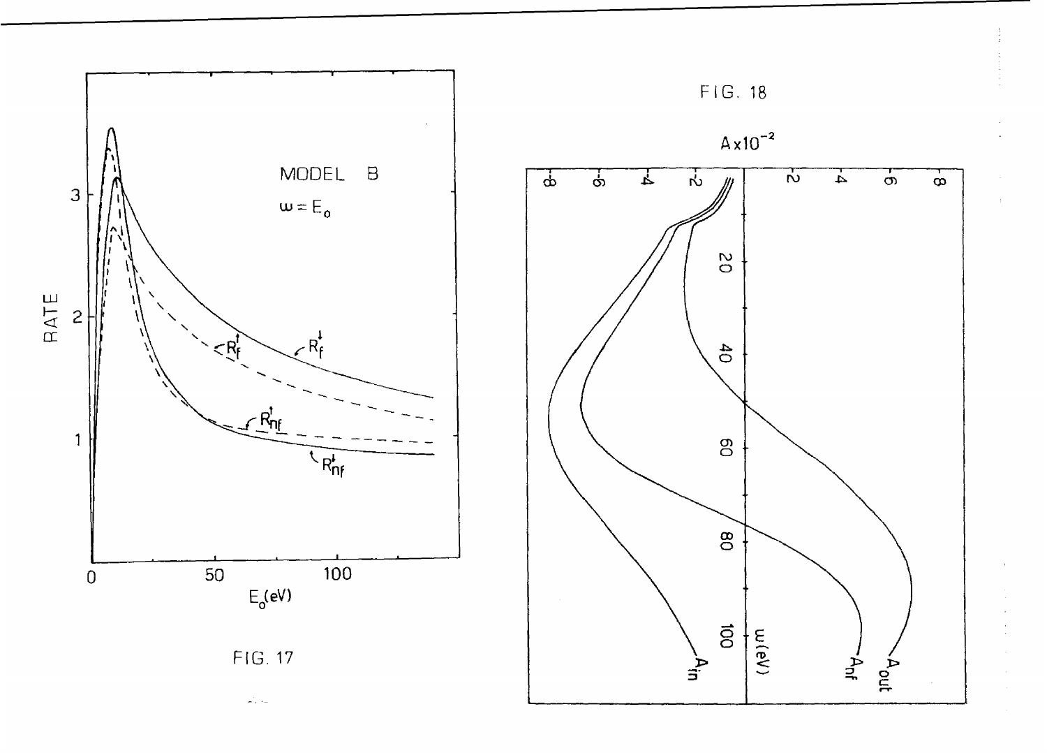FIG. 17

FIG. 18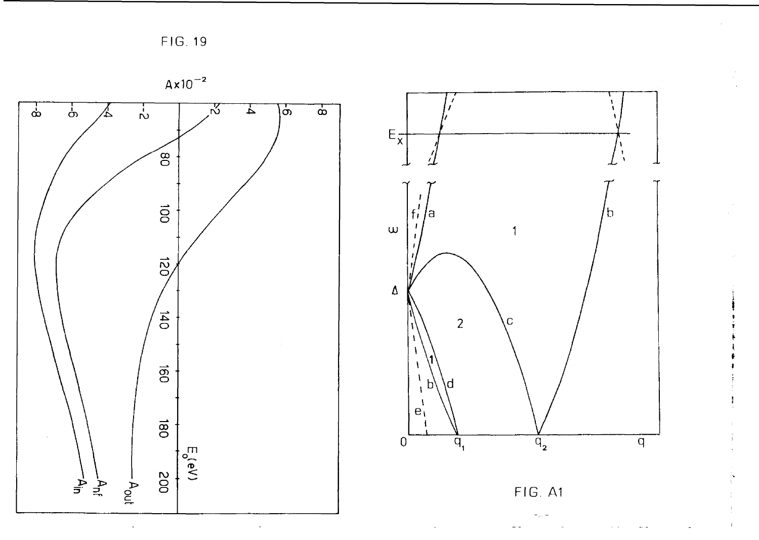FIG. 19

FIG. A1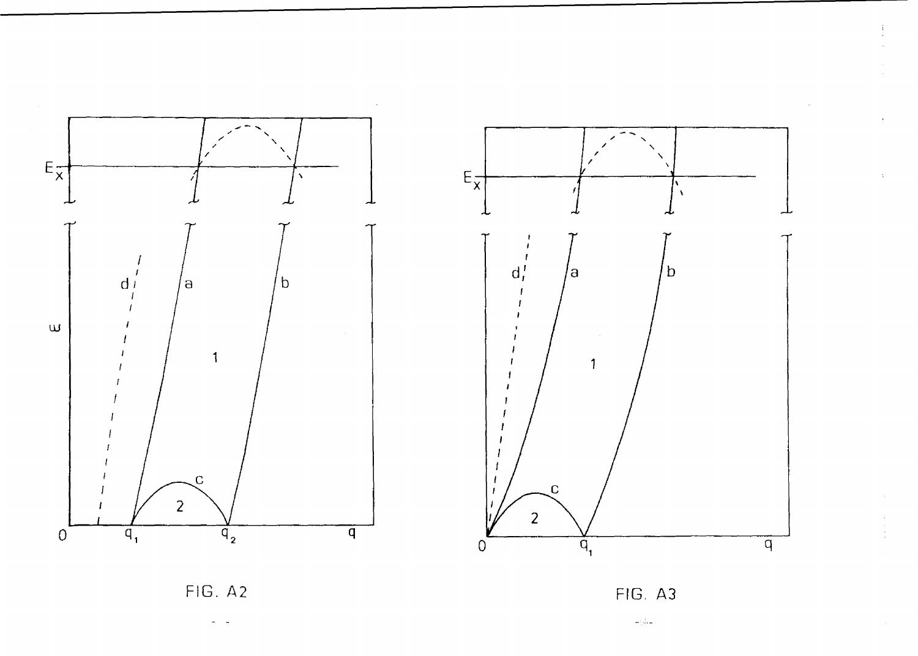FIG. A2

FIG. A3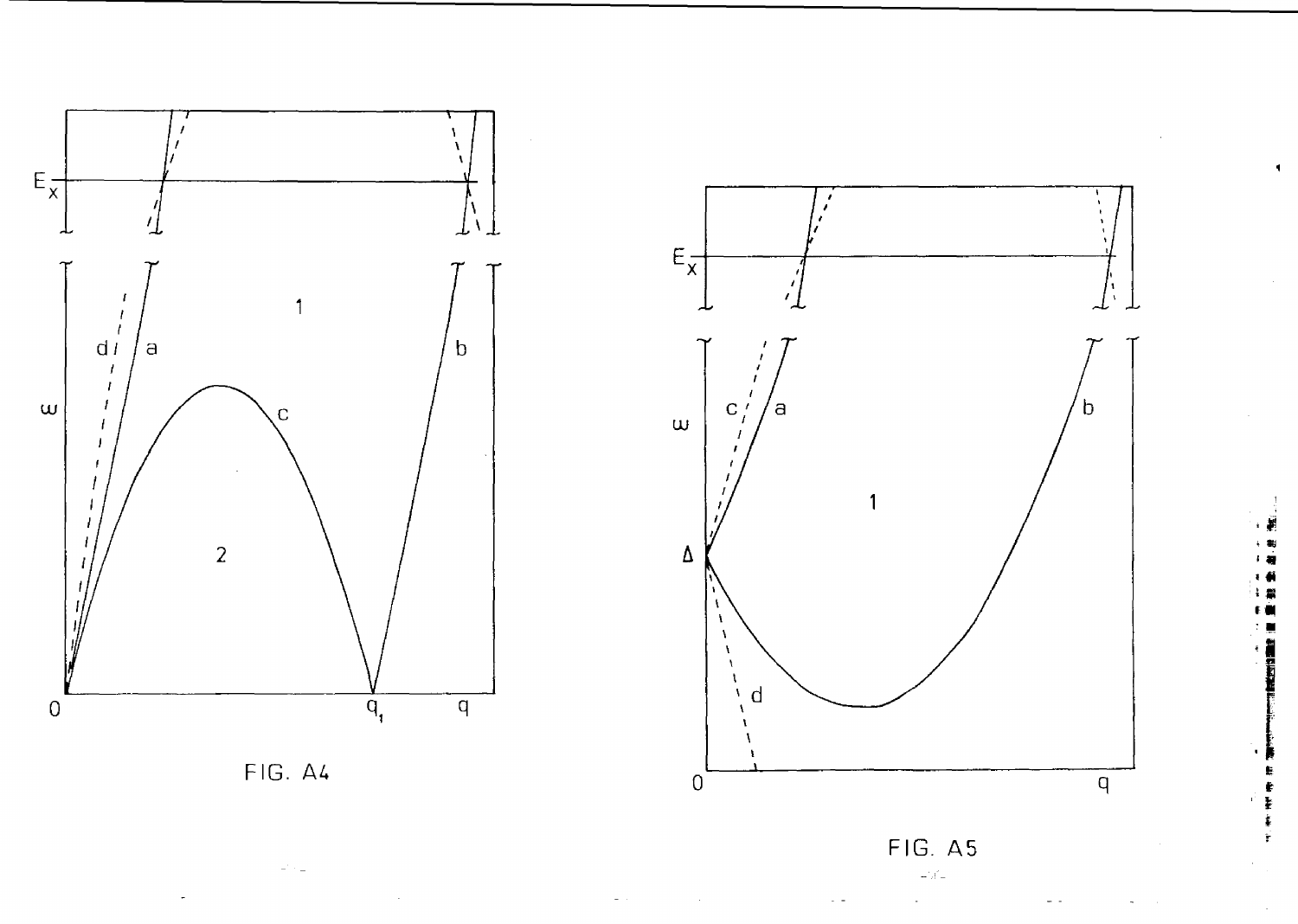FIG. A4

FIG. A5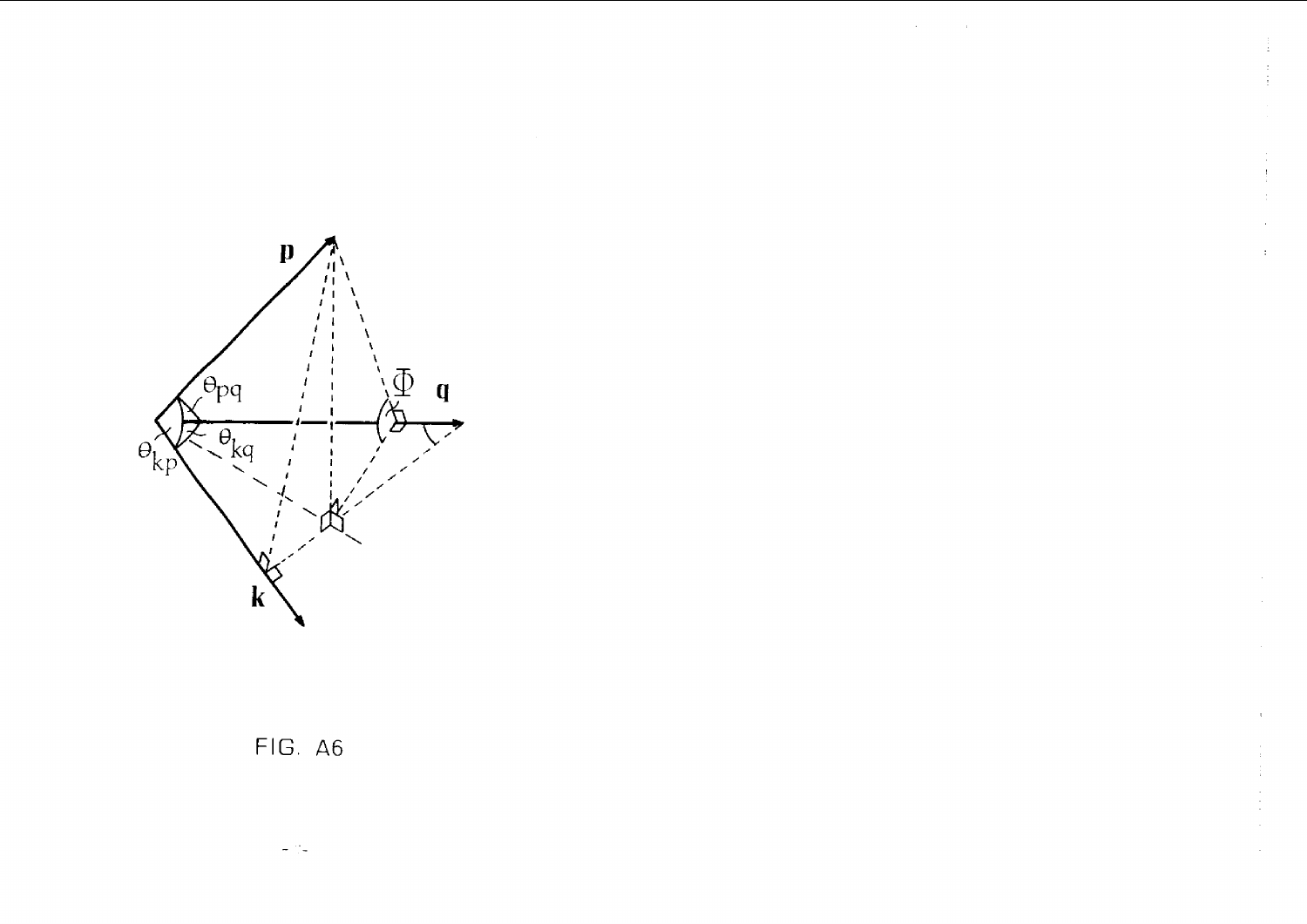FIG. A6